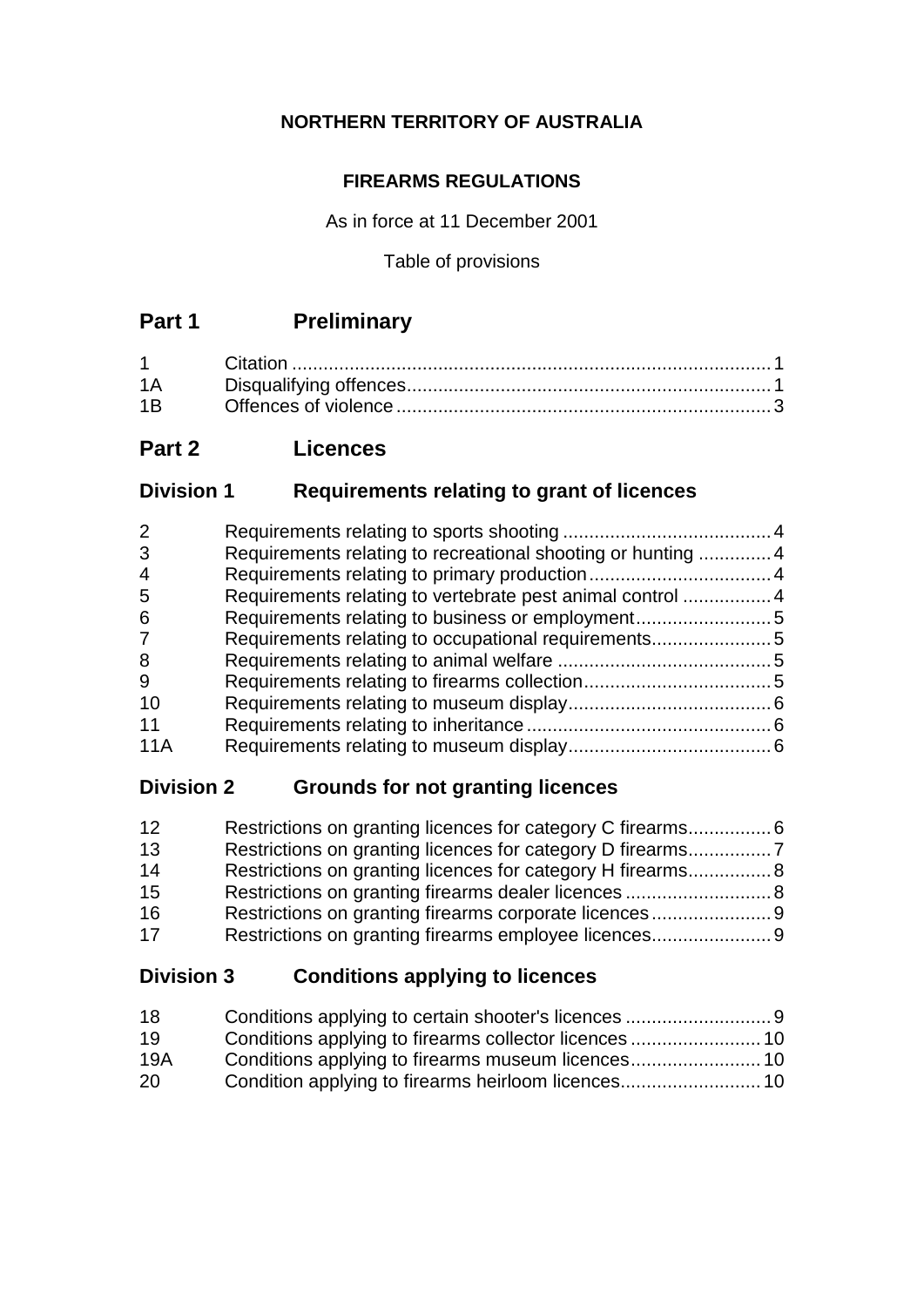**NORTHERN TERRITORY OF AUSTRALIA**

**FIREARMS REGULATIONS**

As in force at 11 December 2001

Table of provisions

## Part 1 Preliminary

| | | |
|---|---|---|
| 1 | Citation | 1 |
| 1A | Disqualifying offences | 1 |
| 1B | Offences of violence | 3 |

## Part 2 Licences

### Division 1 Requirements relating to grant of licences

| | | |
|---|---|---|
| 2 | Requirements relating to sports shooting | 4 |
| 3 | Requirements relating to recreational shooting or hunting | 4 |
| 4 | Requirements relating to primary production | 4 |
| 5 | Requirements relating to vertebrate pest animal control | 4 |
| 6 | Requirements relating to business or employment | 5 |
| 7 | Requirements relating to occupational requirements | 5 |
| 8 | Requirements relating to animal welfare | 5 |
| 9 | Requirements relating to firearms collection | 5 |
| 10 | Requirements relating to museum display | 6 |
| 11 | Requirements relating to inheritance | 6 |
| 11A | Requirements relating to museum display | 6 |

### Division 2 Grounds for not granting licences

| | | |
|---|---|---|
| 12 | Restrictions on granting licences for category C firearms | 6 |
| 13 | Restrictions on granting licences for category D firearms | 7 |
| 14 | Restrictions on granting licences for category H firearms | 8 |
| 15 | Restrictions on granting firearms dealer licences | 8 |
| 16 | Restrictions on granting firearms corporate licences | 9 |
| 17 | Restrictions on granting firearms employee licences | 9 |

### Division 3 Conditions applying to licences

| | | |
|---|---|---|
| 18 | Conditions applying to certain shooter's licences | 9 |
| 19 | Conditions applying to firearms collector licences | 10 |
| 19A | Conditions applying to firearms museum licences | 10 |
| 20 | Condition applying to firearms heirloom licences | 10 |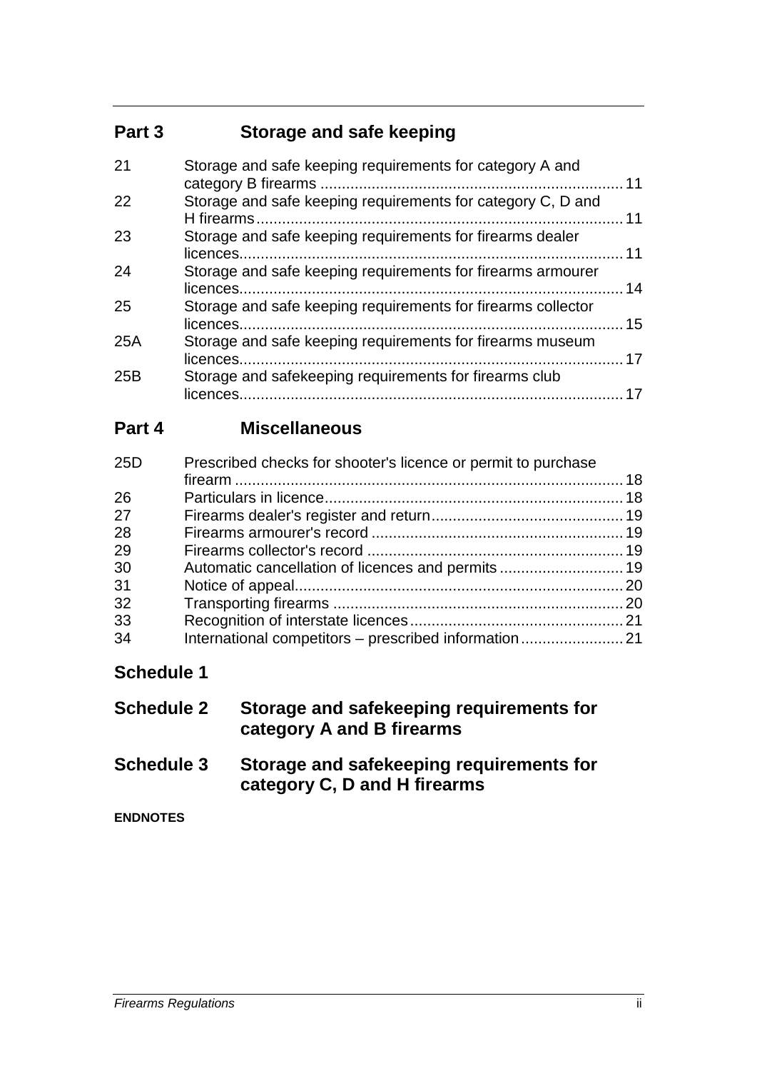## Part 3 Storage and safe keeping

| | | |
|---|---|---|
| 21 | Storage and safe keeping requirements for category A and category B firearms | 11 |
| 22 | Storage and safe keeping requirements for category C, D and H firearms | 11 |
| 23 | Storage and safe keeping requirements for firearms dealer licences | 11 |
| 24 | Storage and safe keeping requirements for firearms armourer licences | 14 |
| 25 | Storage and safe keeping requirements for firearms collector licences | 15 |
| 25A | Storage and safe keeping requirements for firearms museum licences | 17 |
| 25B | Storage and safekeeping requirements for firearms club licences | 17 |

## Part 4 Miscellaneous

| | | |
|---|---|---|
| 25D | Prescribed checks for shooter's licence or permit to purchase firearm | 18 |
| 26 | Particulars in licence | 18 |
| 27 | Firearms dealer's register and return | 19 |
| 28 | Firearms armourer's record | 19 |
| 29 | Firearms collector's record | 19 |
| 30 | Automatic cancellation of licences and permits | 19 |
| 31 | Notice of appeal | 20 |
| 32 | Transporting firearms | 20 |
| 33 | Recognition of interstate licences | 21 |
| 34 | International competitors – prescribed information | 21 |

## Schedule 1

## Schedule 2 Storage and safekeeping requirements for category A and B firearms

## Schedule 3 Storage and safekeeping requirements for category C, D and H firearms

**ENDNOTES**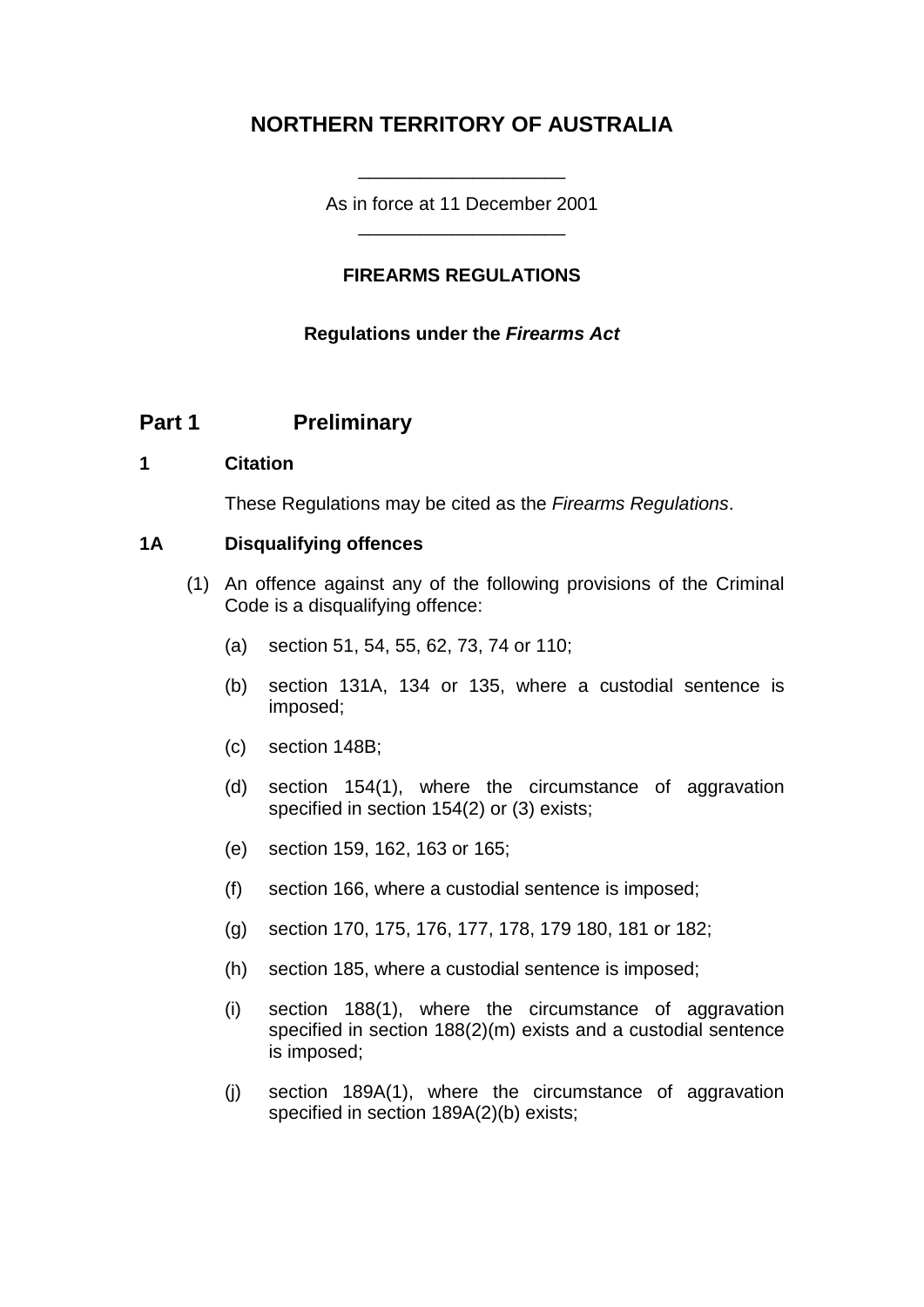# NORTHERN TERRITORY OF AUSTRALIA

\_\_\_\_\_\_\_\_\_\_\_\_\_\_\_\_\_\_\_\_

As in force at 11 December 2001

\_\_\_\_\_\_\_\_\_\_\_\_\_\_\_\_\_\_\_\_

**FIREARMS REGULATIONS**

**Regulations under the *Firearms Act***

## Part 1 Preliminary

### 1 Citation

These Regulations may be cited as the *Firearms Regulations*.

### 1A Disqualifying offences

(1) An offence against any of the following provisions of the Criminal Code is a disqualifying offence:

(a) section 51, 54, 55, 62, 73, 74 or 110;

(b) section 131A, 134 or 135, where a custodial sentence is imposed;

(c) section 148B;

(d) section 154(1), where the circumstance of aggravation specified in section 154(2) or (3) exists;

(e) section 159, 162, 163 or 165;

(f) section 166, where a custodial sentence is imposed;

(g) section 170, 175, 176, 177, 178, 179 180, 181 or 182;

(h) section 185, where a custodial sentence is imposed;

(i) section 188(1), where the circumstance of aggravation specified in section 188(2)(m) exists and a custodial sentence is imposed;

(j) section 189A(1), where the circumstance of aggravation specified in section 189A(2)(b) exists;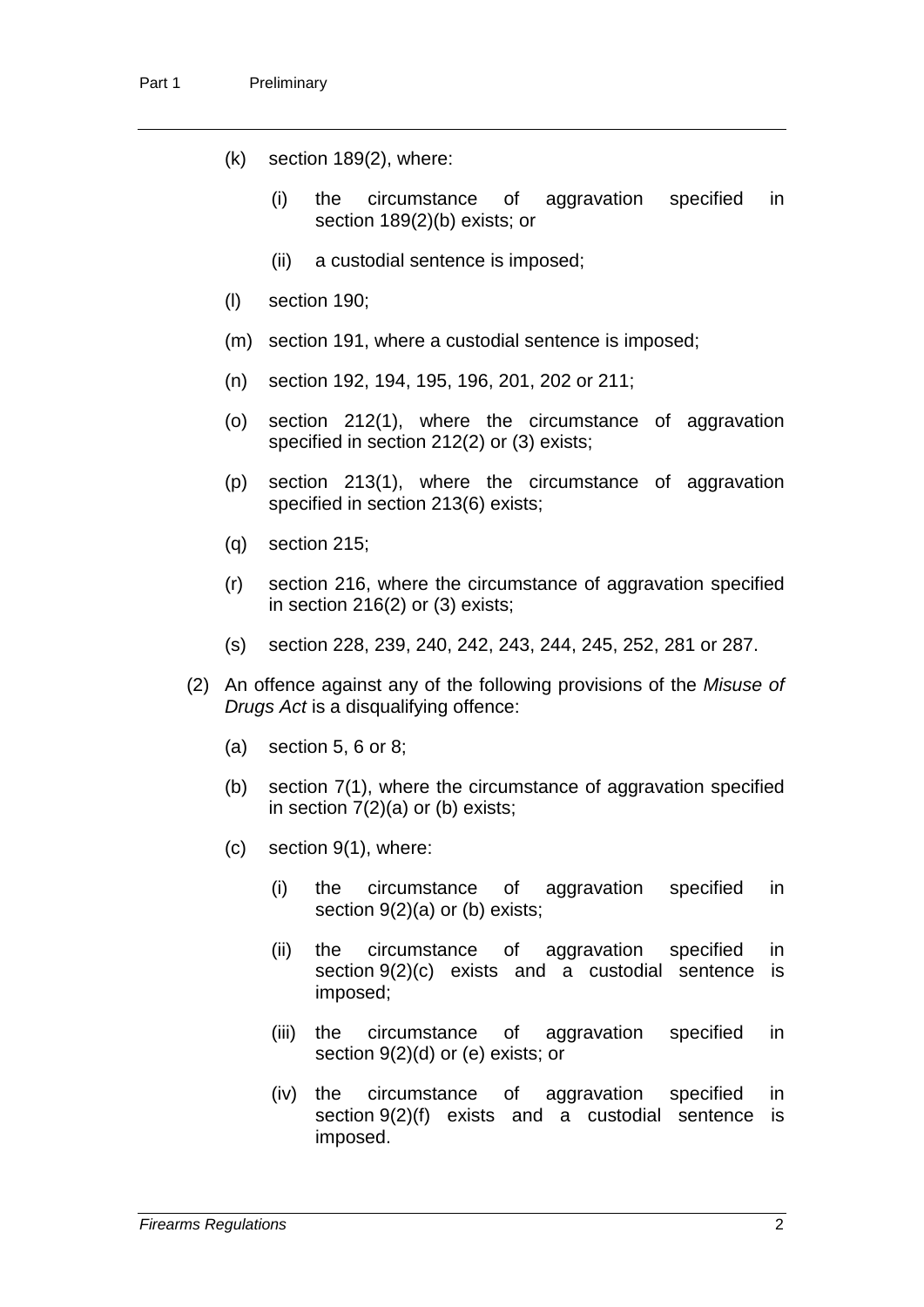(k) section 189(2), where:

    (i) the circumstance of aggravation specified in section 189(2)(b) exists; or

    (ii) a custodial sentence is imposed;

(l) section 190;

(m) section 191, where a custodial sentence is imposed;

(n) section 192, 194, 195, 196, 201, 202 or 211;

(o) section 212(1), where the circumstance of aggravation specified in section 212(2) or (3) exists;

(p) section 213(1), where the circumstance of aggravation specified in section 213(6) exists;

(q) section 215;

(r) section 216, where the circumstance of aggravation specified in section 216(2) or (3) exists;

(s) section 228, 239, 240, 242, 243, 244, 245, 252, 281 or 287.

(2) An offence against any of the following provisions of the *Misuse of Drugs Act* is a disqualifying offence:

(a) section 5, 6 or 8;

(b) section 7(1), where the circumstance of aggravation specified in section 7(2)(a) or (b) exists;

(c) section 9(1), where:

    (i) the circumstance of aggravation specified in section 9(2)(a) or (b) exists;

    (ii) the circumstance of aggravation specified in section 9(2)(c) exists and a custodial sentence is imposed;

    (iii) the circumstance of aggravation specified in section 9(2)(d) or (e) exists; or

    (iv) the circumstance of aggravation specified in section 9(2)(f) exists and a custodial sentence is imposed.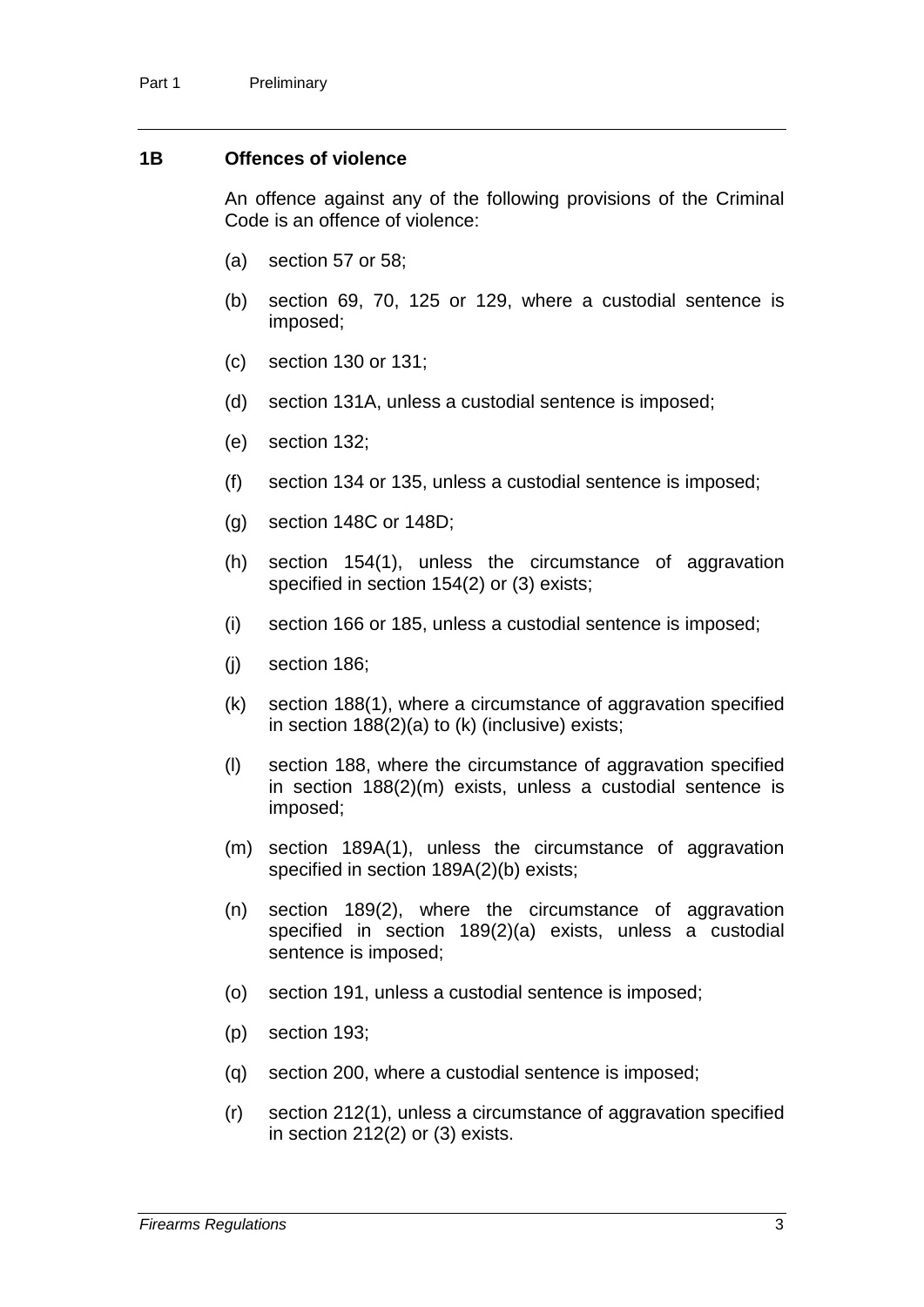### 1B Offences of violence

An offence against any of the following provisions of the Criminal Code is an offence of violence:

(a) section 57 or 58;

(b) section 69, 70, 125 or 129, where a custodial sentence is imposed;

(c) section 130 or 131;

(d) section 131A, unless a custodial sentence is imposed;

(e) section 132;

(f) section 134 or 135, unless a custodial sentence is imposed;

(g) section 148C or 148D;

(h) section 154(1), unless the circumstance of aggravation specified in section 154(2) or (3) exists;

(i) section 166 or 185, unless a custodial sentence is imposed;

(j) section 186;

(k) section 188(1), where a circumstance of aggravation specified in section 188(2)(a) to (k) (inclusive) exists;

(l) section 188, where the circumstance of aggravation specified in section 188(2)(m) exists, unless a custodial sentence is imposed;

(m) section 189A(1), unless the circumstance of aggravation specified in section 189A(2)(b) exists;

(n) section 189(2), where the circumstance of aggravation specified in section 189(2)(a) exists, unless a custodial sentence is imposed;

(o) section 191, unless a custodial sentence is imposed;

(p) section 193;

(q) section 200, where a custodial sentence is imposed;

(r) section 212(1), unless a circumstance of aggravation specified in section 212(2) or (3) exists.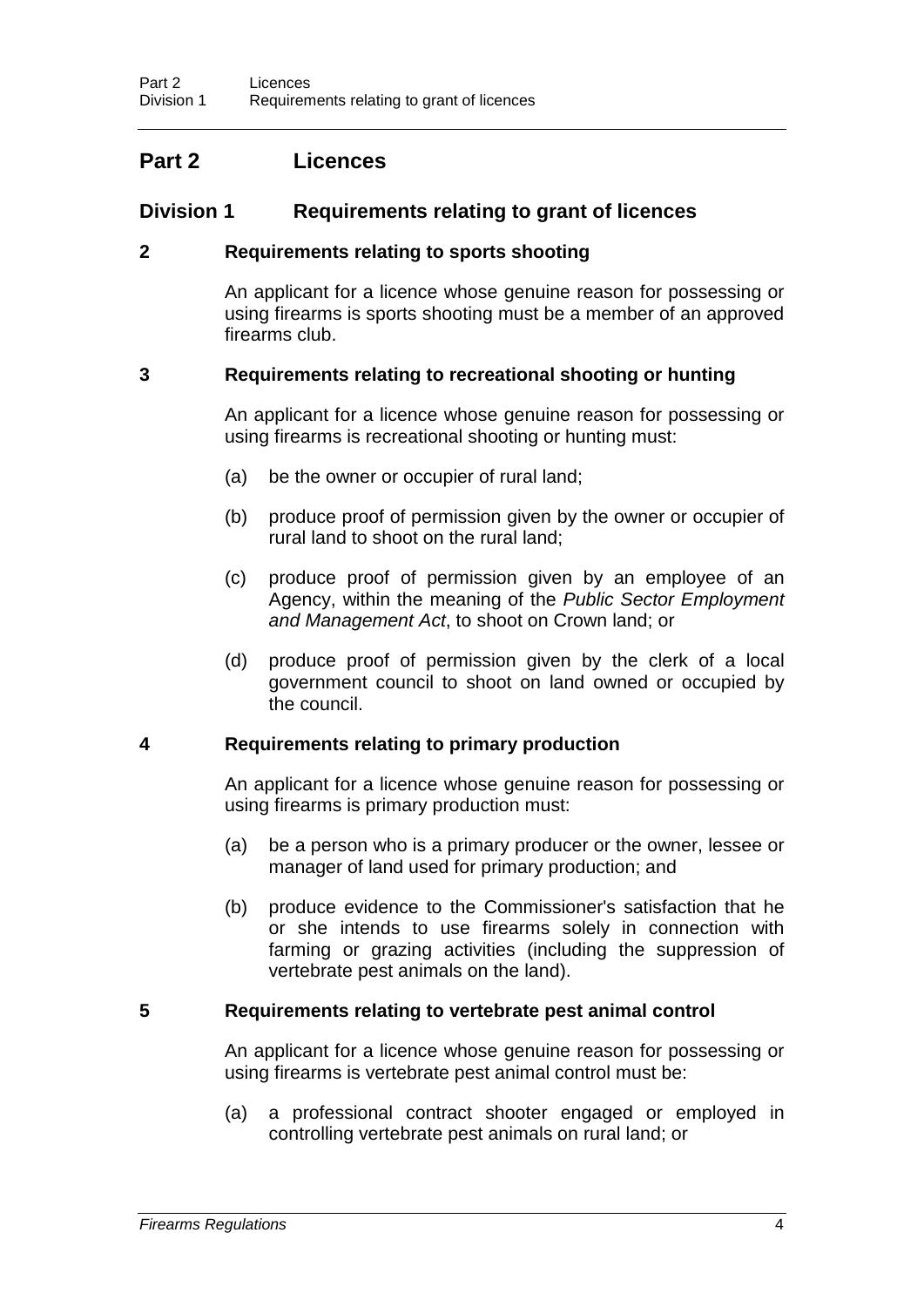# Part 2 Licences

## Division 1 Requirements relating to grant of licences

### 2 Requirements relating to sports shooting

An applicant for a licence whose genuine reason for possessing or using firearms is sports shooting must be a member of an approved firearms club.

### 3 Requirements relating to recreational shooting or hunting

An applicant for a licence whose genuine reason for possessing or using firearms is recreational shooting or hunting must:

(a) be the owner or occupier of rural land;

(b) produce proof of permission given by the owner or occupier of rural land to shoot on the rural land;

(c) produce proof of permission given by an employee of an Agency, within the meaning of the *Public Sector Employment and Management Act*, to shoot on Crown land; or

(d) produce proof of permission given by the clerk of a local government council to shoot on land owned or occupied by the council.

### 4 Requirements relating to primary production

An applicant for a licence whose genuine reason for possessing or using firearms is primary production must:

(a) be a person who is a primary producer or the owner, lessee or manager of land used for primary production; and

(b) produce evidence to the Commissioner's satisfaction that he or she intends to use firearms solely in connection with farming or grazing activities (including the suppression of vertebrate pest animals on the land).

### 5 Requirements relating to vertebrate pest animal control

An applicant for a licence whose genuine reason for possessing or using firearms is vertebrate pest animal control must be:

(a) a professional contract shooter engaged or employed in controlling vertebrate pest animals on rural land; or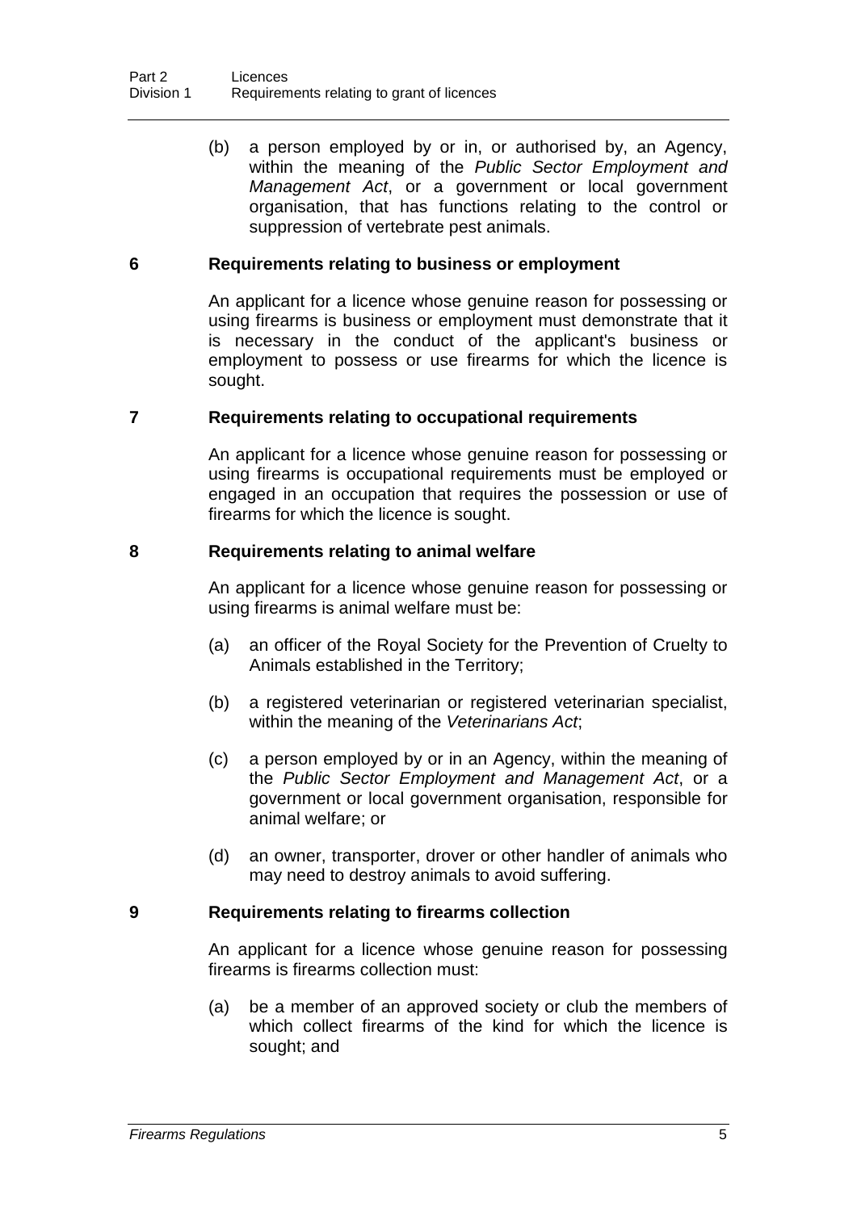(b) a person employed by or in, or authorised by, an Agency, within the meaning of the *Public Sector Employment and Management Act*, or a government or local government organisation, that has functions relating to the control or suppression of vertebrate pest animals.

### 6 Requirements relating to business or employment

An applicant for a licence whose genuine reason for possessing or using firearms is business or employment must demonstrate that it is necessary in the conduct of the applicant's business or employment to possess or use firearms for which the licence is sought.

### 7 Requirements relating to occupational requirements

An applicant for a licence whose genuine reason for possessing or using firearms is occupational requirements must be employed or engaged in an occupation that requires the possession or use of firearms for which the licence is sought.

### 8 Requirements relating to animal welfare

An applicant for a licence whose genuine reason for possessing or using firearms is animal welfare must be:

(a) an officer of the Royal Society for the Prevention of Cruelty to Animals established in the Territory;

(b) a registered veterinarian or registered veterinarian specialist, within the meaning of the *Veterinarians Act*;

(c) a person employed by or in an Agency, within the meaning of the *Public Sector Employment and Management Act*, or a government or local government organisation, responsible for animal welfare; or

(d) an owner, transporter, drover or other handler of animals who may need to destroy animals to avoid suffering.

### 9 Requirements relating to firearms collection

An applicant for a licence whose genuine reason for possessing firearms is firearms collection must:

(a) be a member of an approved society or club the members of which collect firearms of the kind for which the licence is sought; and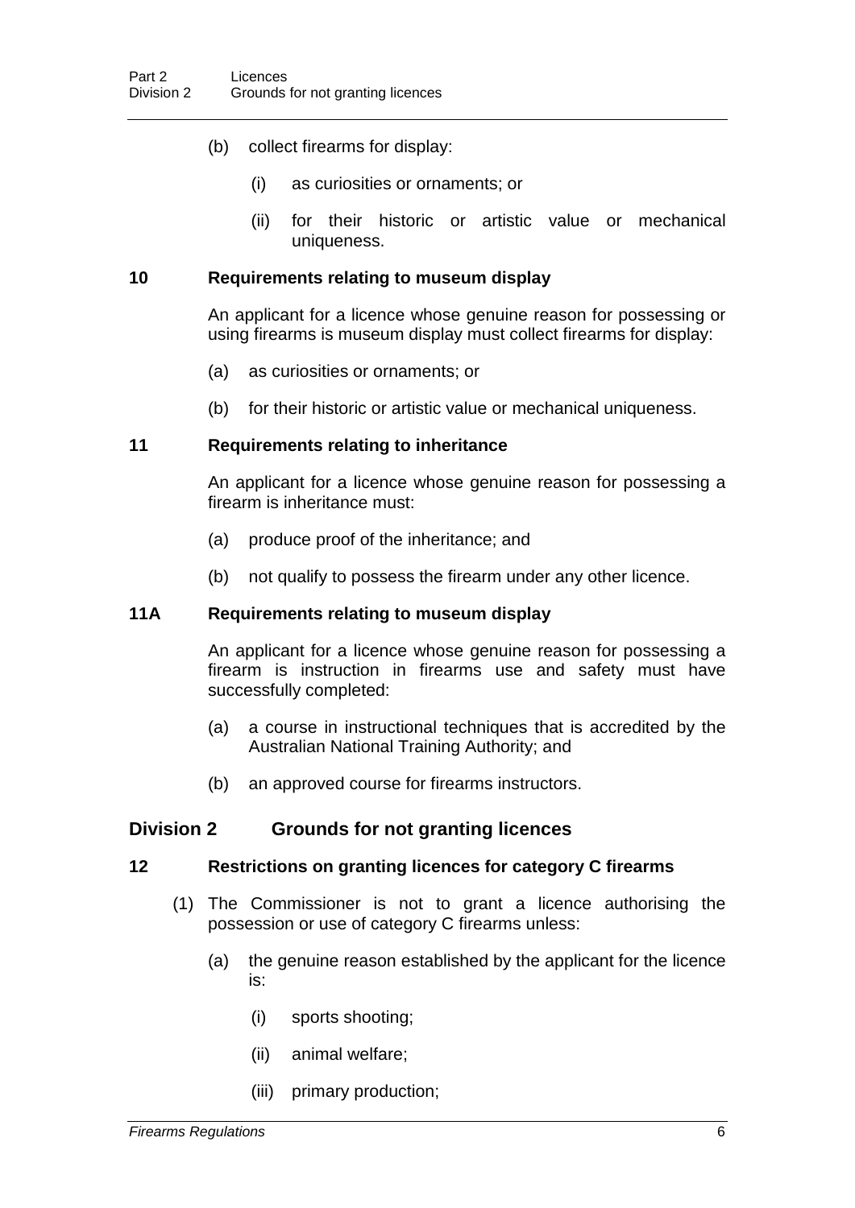(b) collect firearms for display:

  (i) as curiosities or ornaments; or

  (ii) for their historic or artistic value or mechanical uniqueness.

### 10 Requirements relating to museum display

An applicant for a licence whose genuine reason for possessing or using firearms is museum display must collect firearms for display:

(a) as curiosities or ornaments; or

(b) for their historic or artistic value or mechanical uniqueness.

### 11 Requirements relating to inheritance

An applicant for a licence whose genuine reason for possessing a firearm is inheritance must:

(a) produce proof of the inheritance; and

(b) not qualify to possess the firearm under any other licence.

### 11A Requirements relating to museum display

An applicant for a licence whose genuine reason for possessing a firearm is instruction in firearms use and safety must have successfully completed:

(a) a course in instructional techniques that is accredited by the Australian National Training Authority; and

(b) an approved course for firearms instructors.

## Division 2 Grounds for not granting licences

### 12 Restrictions on granting licences for category C firearms

(1) The Commissioner is not to grant a licence authorising the possession or use of category C firearms unless:

  (a) the genuine reason established by the applicant for the licence is:

    (i) sports shooting;

    (ii) animal welfare;

    (iii) primary production;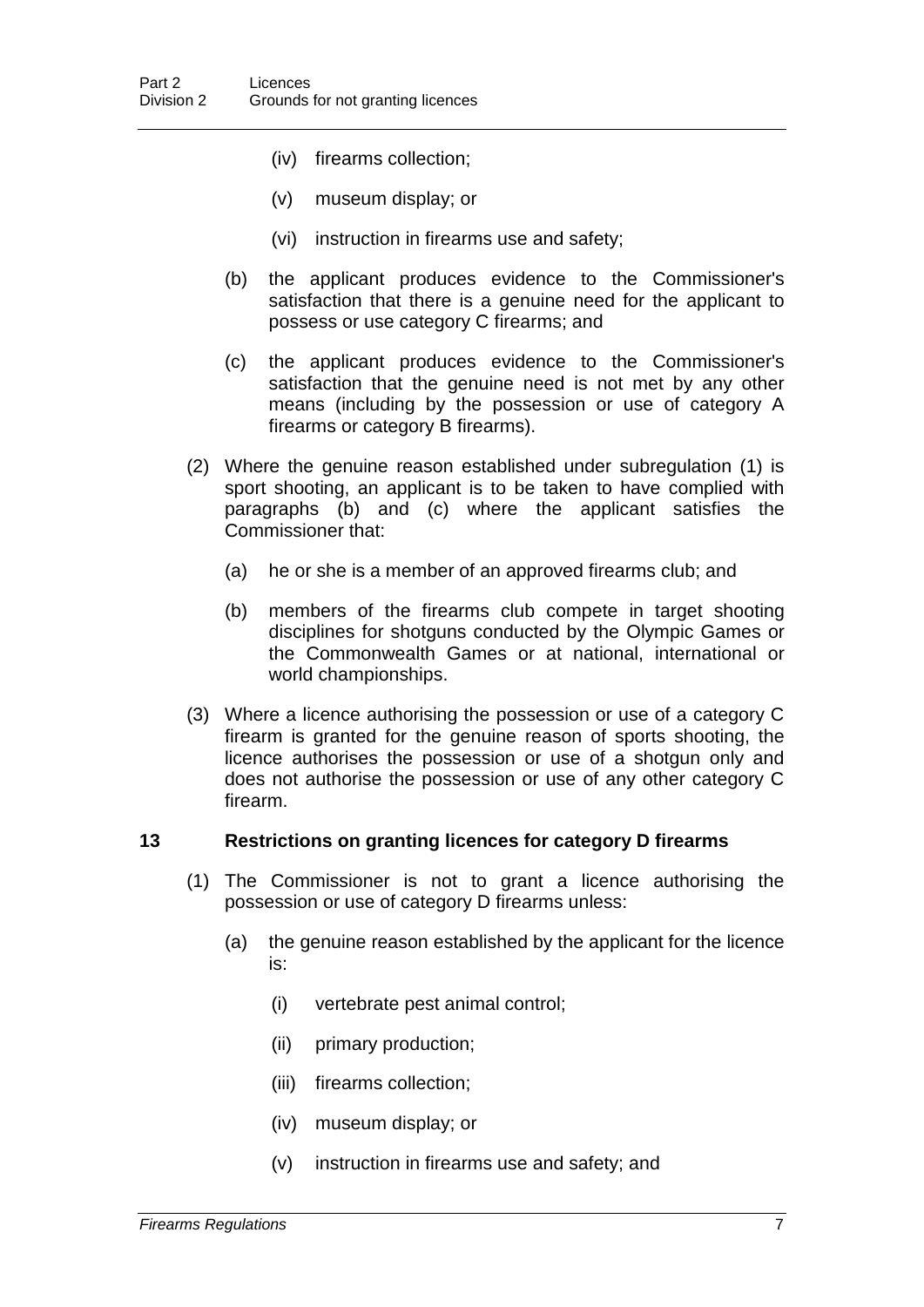(iv) firearms collection;

(v) museum display; or

(vi) instruction in firearms use and safety;

(b) the applicant produces evidence to the Commissioner's satisfaction that there is a genuine need for the applicant to possess or use category C firearms; and

(c) the applicant produces evidence to the Commissioner's satisfaction that the genuine need is not met by any other means (including by the possession or use of category A firearms or category B firearms).

(2) Where the genuine reason established under subregulation (1) is sport shooting, an applicant is to be taken to have complied with paragraphs (b) and (c) where the applicant satisfies the Commissioner that:

(a) he or she is a member of an approved firearms club; and

(b) members of the firearms club compete in target shooting disciplines for shotguns conducted by the Olympic Games or the Commonwealth Games or at national, international or world championships.

(3) Where a licence authorising the possession or use of a category C firearm is granted for the genuine reason of sports shooting, the licence authorises the possession or use of a shotgun only and does not authorise the possession or use of any other category C firearm.

### 13 Restrictions on granting licences for category D firearms

(1) The Commissioner is not to grant a licence authorising the possession or use of category D firearms unless:

(a) the genuine reason established by the applicant for the licence is:

(i) vertebrate pest animal control;

(ii) primary production;

(iii) firearms collection;

(iv) museum display; or

(v) instruction in firearms use and safety; and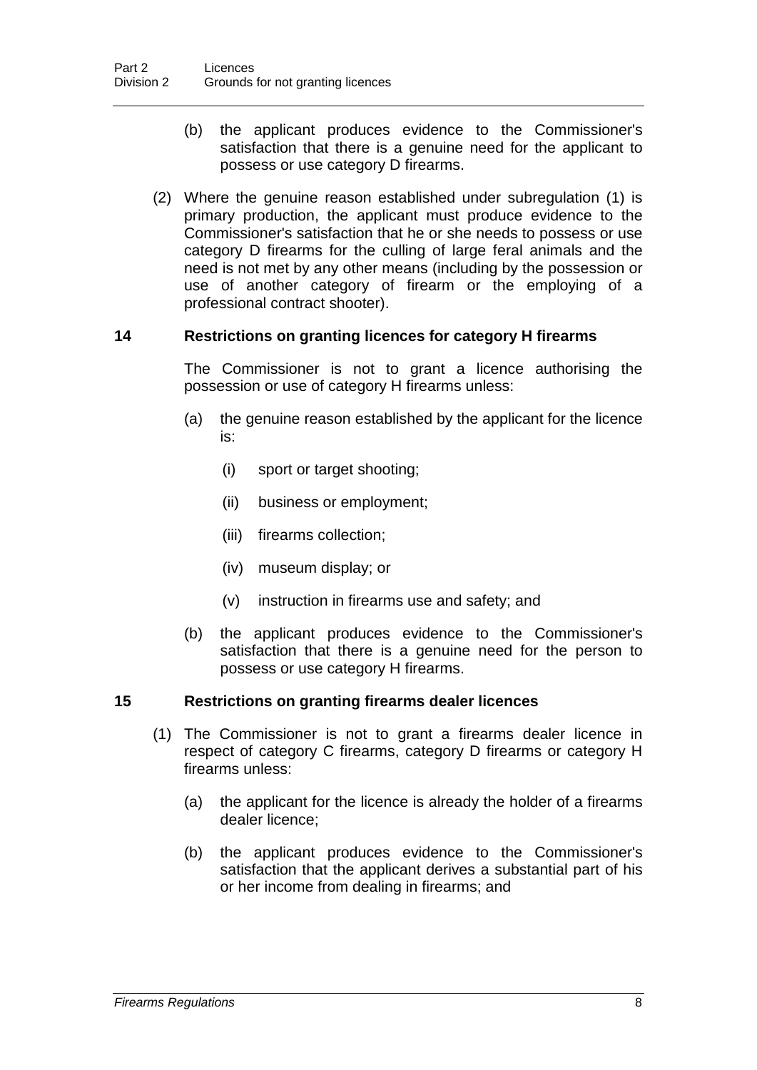(b) the applicant produces evidence to the Commissioner's satisfaction that there is a genuine need for the applicant to possess or use category D firearms.

(2) Where the genuine reason established under subregulation (1) is primary production, the applicant must produce evidence to the Commissioner's satisfaction that he or she needs to possess or use category D firearms for the culling of large feral animals and the need is not met by any other means (including by the possession or use of another category of firearm or the employing of a professional contract shooter).

### 14 Restrictions on granting licences for category H firearms

The Commissioner is not to grant a licence authorising the possession or use of category H firearms unless:

(a) the genuine reason established by the applicant for the licence is:

(i) sport or target shooting;

(ii) business or employment;

(iii) firearms collection;

(iv) museum display; or

(v) instruction in firearms use and safety; and

(b) the applicant produces evidence to the Commissioner's satisfaction that there is a genuine need for the person to possess or use category H firearms.

### 15 Restrictions on granting firearms dealer licences

(1) The Commissioner is not to grant a firearms dealer licence in respect of category C firearms, category D firearms or category H firearms unless:

(a) the applicant for the licence is already the holder of a firearms dealer licence;

(b) the applicant produces evidence to the Commissioner's satisfaction that the applicant derives a substantial part of his or her income from dealing in firearms; and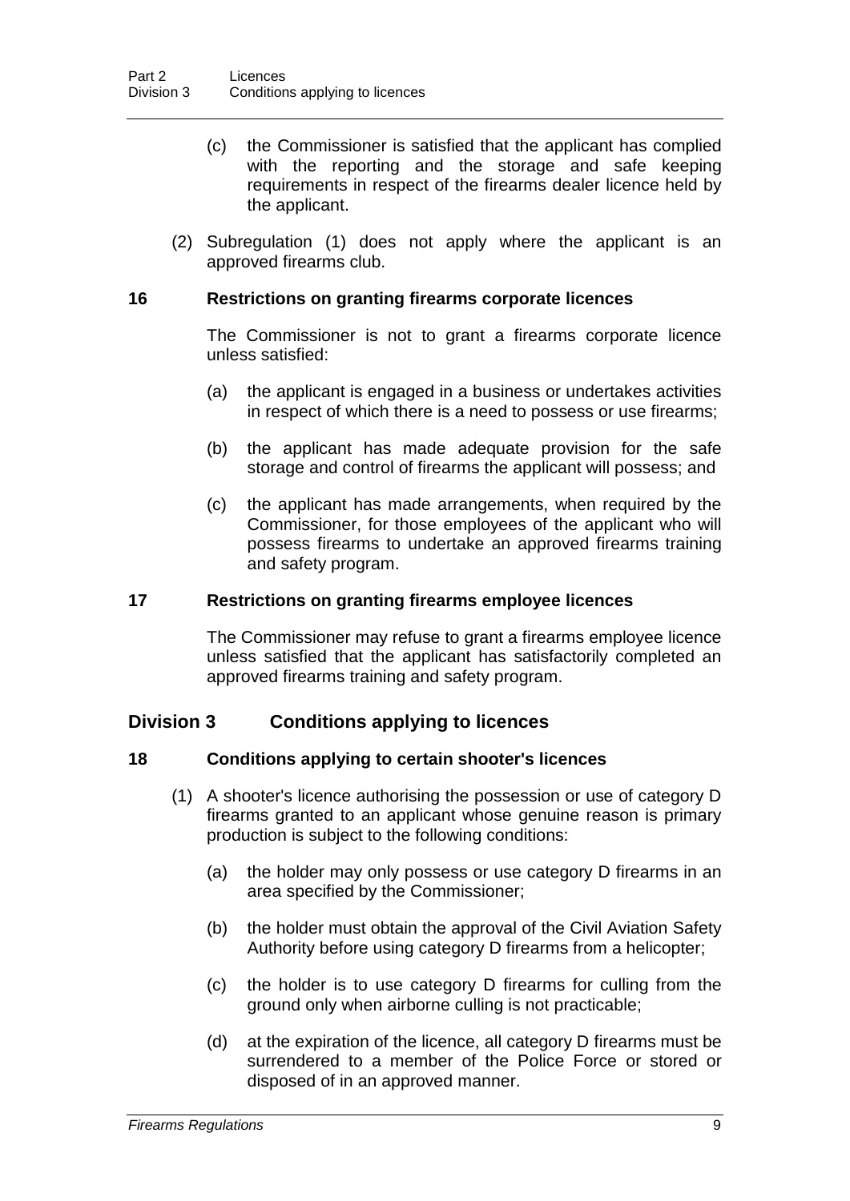(c) the Commissioner is satisfied that the applicant has complied with the reporting and the storage and safe keeping requirements in respect of the firearms dealer licence held by the applicant.

(2) Subregulation (1) does not apply where the applicant is an approved firearms club.

### 16 Restrictions on granting firearms corporate licences

The Commissioner is not to grant a firearms corporate licence unless satisfied:

(a) the applicant is engaged in a business or undertakes activities in respect of which there is a need to possess or use firearms;

(b) the applicant has made adequate provision for the safe storage and control of firearms the applicant will possess; and

(c) the applicant has made arrangements, when required by the Commissioner, for those employees of the applicant who will possess firearms to undertake an approved firearms training and safety program.

### 17 Restrictions on granting firearms employee licences

The Commissioner may refuse to grant a firearms employee licence unless satisfied that the applicant has satisfactorily completed an approved firearms training and safety program.

## Division 3 Conditions applying to licences

### 18 Conditions applying to certain shooter's licences

(1) A shooter's licence authorising the possession or use of category D firearms granted to an applicant whose genuine reason is primary production is subject to the following conditions:

(a) the holder may only possess or use category D firearms in an area specified by the Commissioner;

(b) the holder must obtain the approval of the Civil Aviation Safety Authority before using category D firearms from a helicopter;

(c) the holder is to use category D firearms for culling from the ground only when airborne culling is not practicable;

(d) at the expiration of the licence, all category D firearms must be surrendered to a member of the Police Force or stored or disposed of in an approved manner.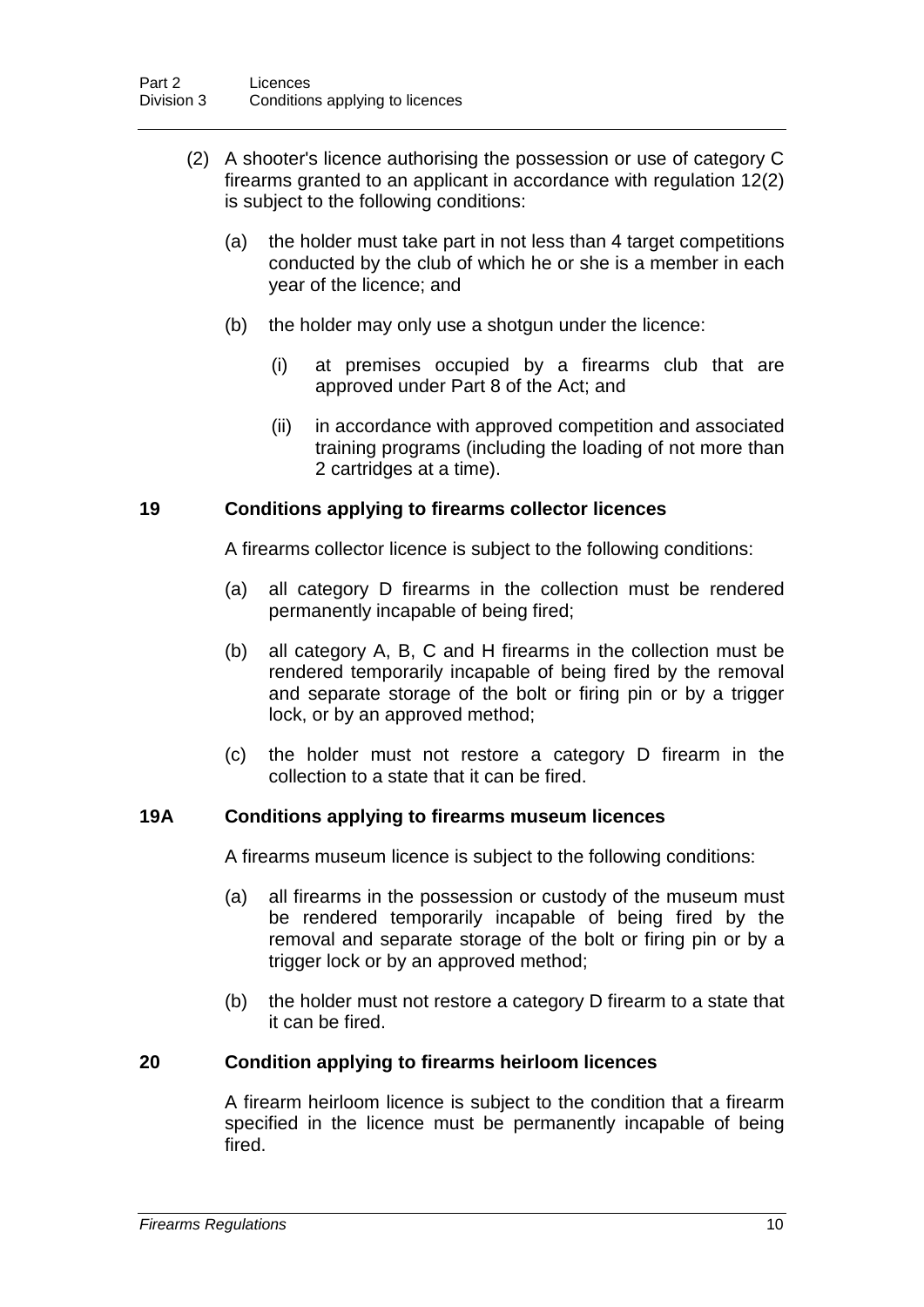(2) A shooter's licence authorising the possession or use of category C firearms granted to an applicant in accordance with regulation 12(2) is subject to the following conditions:

(a) the holder must take part in not less than 4 target competitions conducted by the club of which he or she is a member in each year of the licence; and

(b) the holder may only use a shotgun under the licence:

(i) at premises occupied by a firearms club that are approved under Part 8 of the Act; and

(ii) in accordance with approved competition and associated training programs (including the loading of not more than 2 cartridges at a time).

### 19 Conditions applying to firearms collector licences

A firearms collector licence is subject to the following conditions:

(a) all category D firearms in the collection must be rendered permanently incapable of being fired;

(b) all category A, B, C and H firearms in the collection must be rendered temporarily incapable of being fired by the removal and separate storage of the bolt or firing pin or by a trigger lock, or by an approved method;

(c) the holder must not restore a category D firearm in the collection to a state that it can be fired.

### 19A Conditions applying to firearms museum licences

A firearms museum licence is subject to the following conditions:

(a) all firearms in the possession or custody of the museum must be rendered temporarily incapable of being fired by the removal and separate storage of the bolt or firing pin or by a trigger lock or by an approved method;

(b) the holder must not restore a category D firearm to a state that it can be fired.

### 20 Condition applying to firearms heirloom licences

A firearm heirloom licence is subject to the condition that a firearm specified in the licence must be permanently incapable of being fired.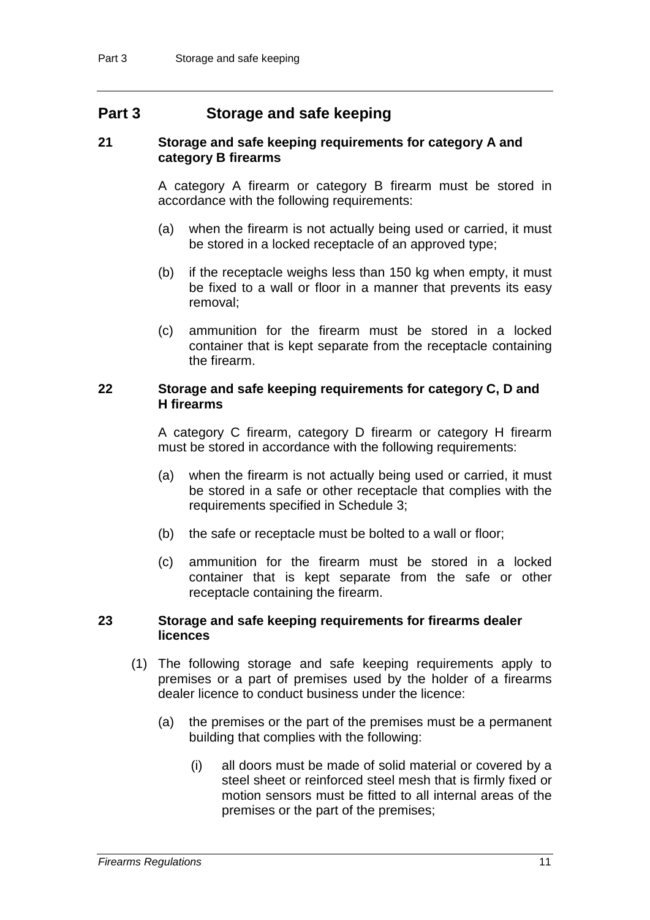# Part 3 Storage and safe keeping

### 21 Storage and safe keeping requirements for category A and category B firearms

A category A firearm or category B firearm must be stored in accordance with the following requirements:

(a) when the firearm is not actually being used or carried, it must be stored in a locked receptacle of an approved type;

(b) if the receptacle weighs less than 150 kg when empty, it must be fixed to a wall or floor in a manner that prevents its easy removal;

(c) ammunition for the firearm must be stored in a locked container that is kept separate from the receptacle containing the firearm.

### 22 Storage and safe keeping requirements for category C, D and H firearms

A category C firearm, category D firearm or category H firearm must be stored in accordance with the following requirements:

(a) when the firearm is not actually being used or carried, it must be stored in a safe or other receptacle that complies with the requirements specified in Schedule 3;

(b) the safe or receptacle must be bolted to a wall or floor;

(c) ammunition for the firearm must be stored in a locked container that is kept separate from the safe or other receptacle containing the firearm.

### 23 Storage and safe keeping requirements for firearms dealer licences

(1) The following storage and safe keeping requirements apply to premises or a part of premises used by the holder of a firearms dealer licence to conduct business under the licence:

(a) the premises or the part of the premises must be a permanent building that complies with the following:

(i) all doors must be made of solid material or covered by a steel sheet or reinforced steel mesh that is firmly fixed or motion sensors must be fitted to all internal areas of the premises or the part of the premises;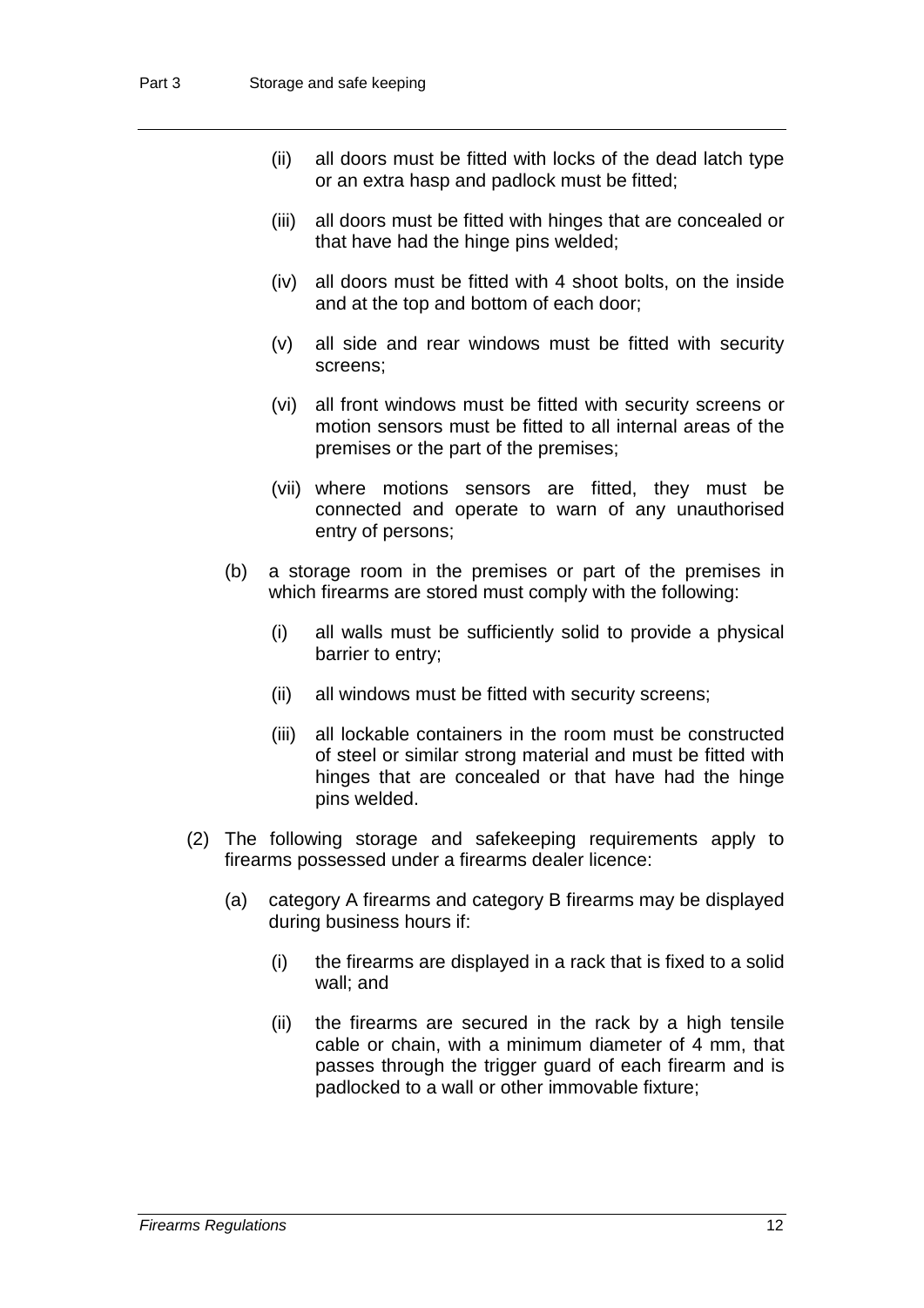(ii) all doors must be fitted with locks of the dead latch type or an extra hasp and padlock must be fitted;

(iii) all doors must be fitted with hinges that are concealed or that have had the hinge pins welded;

(iv) all doors must be fitted with 4 shoot bolts, on the inside and at the top and bottom of each door;

(v) all side and rear windows must be fitted with security screens;

(vi) all front windows must be fitted with security screens or motion sensors must be fitted to all internal areas of the premises or the part of the premises;

(vii) where motions sensors are fitted, they must be connected and operate to warn of any unauthorised entry of persons;

(b) a storage room in the premises or part of the premises in which firearms are stored must comply with the following:

(i) all walls must be sufficiently solid to provide a physical barrier to entry;

(ii) all windows must be fitted with security screens;

(iii) all lockable containers in the room must be constructed of steel or similar strong material and must be fitted with hinges that are concealed or that have had the hinge pins welded.

(2) The following storage and safekeeping requirements apply to firearms possessed under a firearms dealer licence:

(a) category A firearms and category B firearms may be displayed during business hours if:

(i) the firearms are displayed in a rack that is fixed to a solid wall; and

(ii) the firearms are secured in the rack by a high tensile cable or chain, with a minimum diameter of 4 mm, that passes through the trigger guard of each firearm and is padlocked to a wall or other immovable fixture;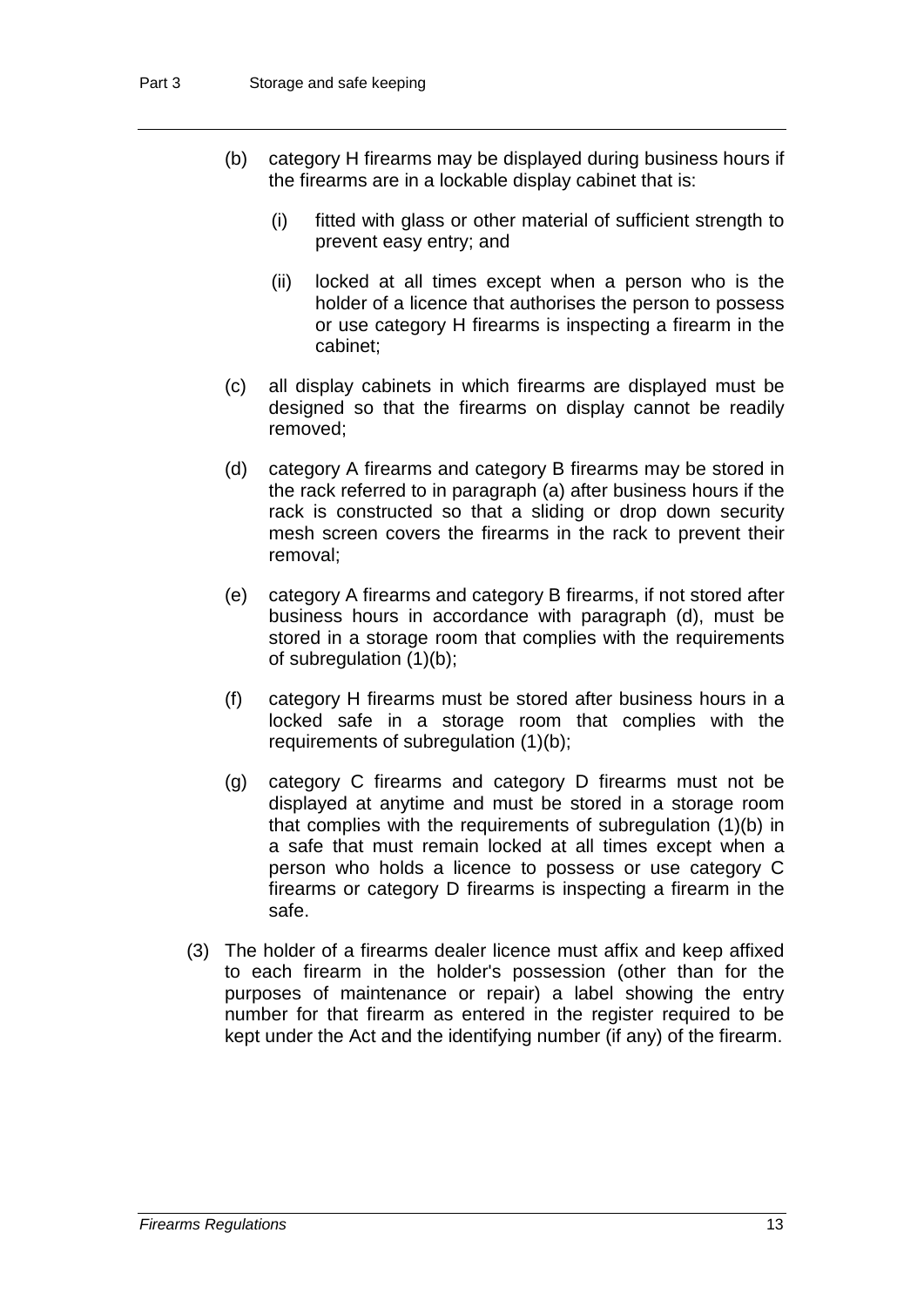(b) category H firearms may be displayed during business hours if the firearms are in a lockable display cabinet that is:

   (i) fitted with glass or other material of sufficient strength to prevent easy entry; and

   (ii) locked at all times except when a person who is the holder of a licence that authorises the person to possess or use category H firearms is inspecting a firearm in the cabinet;

(c) all display cabinets in which firearms are displayed must be designed so that the firearms on display cannot be readily removed;

(d) category A firearms and category B firearms may be stored in the rack referred to in paragraph (a) after business hours if the rack is constructed so that a sliding or drop down security mesh screen covers the firearms in the rack to prevent their removal;

(e) category A firearms and category B firearms, if not stored after business hours in accordance with paragraph (d), must be stored in a storage room that complies with the requirements of subregulation (1)(b);

(f) category H firearms must be stored after business hours in a locked safe in a storage room that complies with the requirements of subregulation (1)(b);

(g) category C firearms and category D firearms must not be displayed at anytime and must be stored in a storage room that complies with the requirements of subregulation (1)(b) in a safe that must remain locked at all times except when a person who holds a licence to possess or use category C firearms or category D firearms is inspecting a firearm in the safe.

(3) The holder of a firearms dealer licence must affix and keep affixed to each firearm in the holder's possession (other than for the purposes of maintenance or repair) a label showing the entry number for that firearm as entered in the register required to be kept under the Act and the identifying number (if any) of the firearm.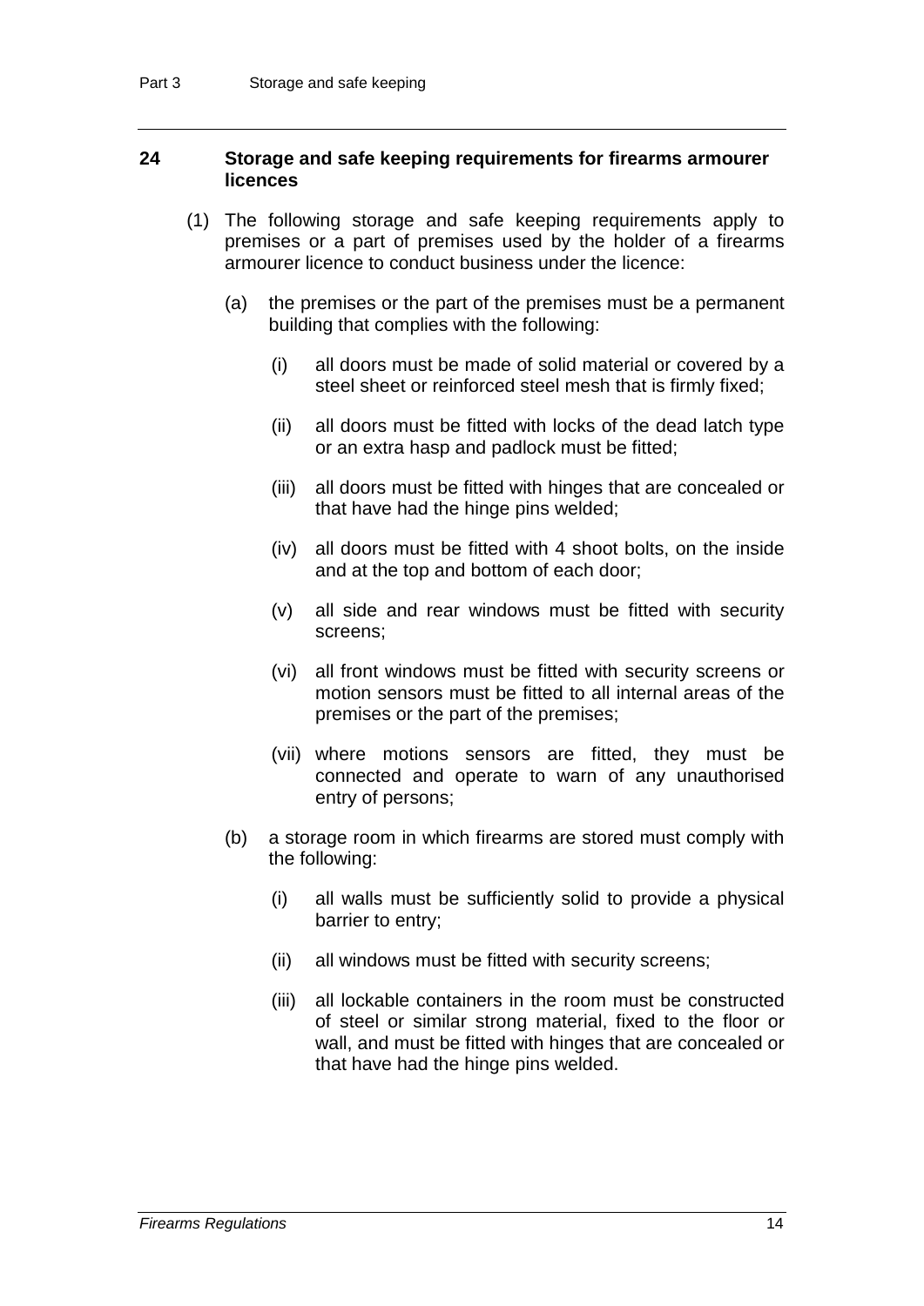## 24 Storage and safe keeping requirements for firearms armourer licences

(1) The following storage and safe keeping requirements apply to premises or a part of premises used by the holder of a firearms armourer licence to conduct business under the licence:

(a) the premises or the part of the premises must be a permanent building that complies with the following:

(i) all doors must be made of solid material or covered by a steel sheet or reinforced steel mesh that is firmly fixed;

(ii) all doors must be fitted with locks of the dead latch type or an extra hasp and padlock must be fitted;

(iii) all doors must be fitted with hinges that are concealed or that have had the hinge pins welded;

(iv) all doors must be fitted with 4 shoot bolts, on the inside and at the top and bottom of each door;

(v) all side and rear windows must be fitted with security screens;

(vi) all front windows must be fitted with security screens or motion sensors must be fitted to all internal areas of the premises or the part of the premises;

(vii) where motions sensors are fitted, they must be connected and operate to warn of any unauthorised entry of persons;

(b) a storage room in which firearms are stored must comply with the following:

(i) all walls must be sufficiently solid to provide a physical barrier to entry;

(ii) all windows must be fitted with security screens;

(iii) all lockable containers in the room must be constructed of steel or similar strong material, fixed to the floor or wall, and must be fitted with hinges that are concealed or that have had the hinge pins welded.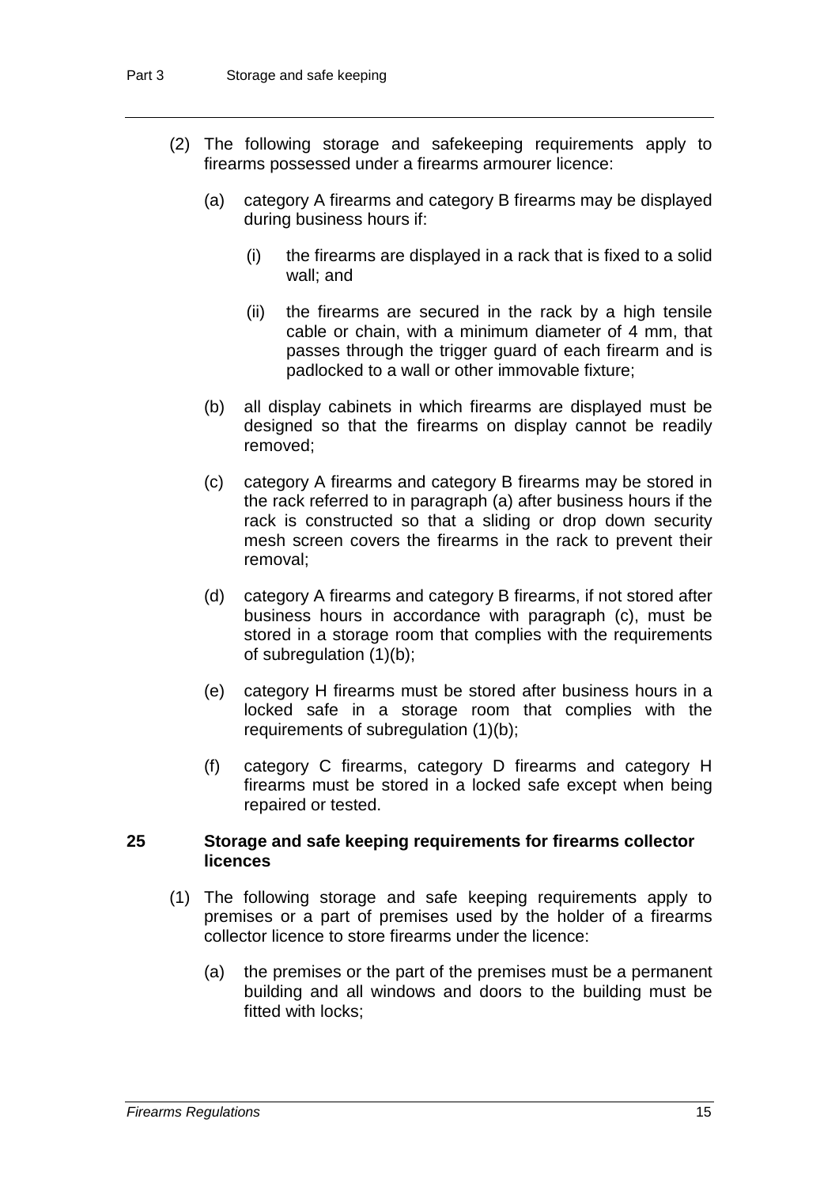(2) The following storage and safekeeping requirements apply to firearms possessed under a firearms armourer licence:

(a) category A firearms and category B firearms may be displayed during business hours if:

(i) the firearms are displayed in a rack that is fixed to a solid wall; and

(ii) the firearms are secured in the rack by a high tensile cable or chain, with a minimum diameter of 4 mm, that passes through the trigger guard of each firearm and is padlocked to a wall or other immovable fixture;

(b) all display cabinets in which firearms are displayed must be designed so that the firearms on display cannot be readily removed;

(c) category A firearms and category B firearms may be stored in the rack referred to in paragraph (a) after business hours if the rack is constructed so that a sliding or drop down security mesh screen covers the firearms in the rack to prevent their removal;

(d) category A firearms and category B firearms, if not stored after business hours in accordance with paragraph (c), must be stored in a storage room that complies with the requirements of subregulation (1)(b);

(e) category H firearms must be stored after business hours in a locked safe in a storage room that complies with the requirements of subregulation (1)(b);

(f) category C firearms, category D firearms and category H firearms must be stored in a locked safe except when being repaired or tested.

### 25 Storage and safe keeping requirements for firearms collector licences

(1) The following storage and safe keeping requirements apply to premises or a part of premises used by the holder of a firearms collector licence to store firearms under the licence:

(a) the premises or the part of the premises must be a permanent building and all windows and doors to the building must be fitted with locks;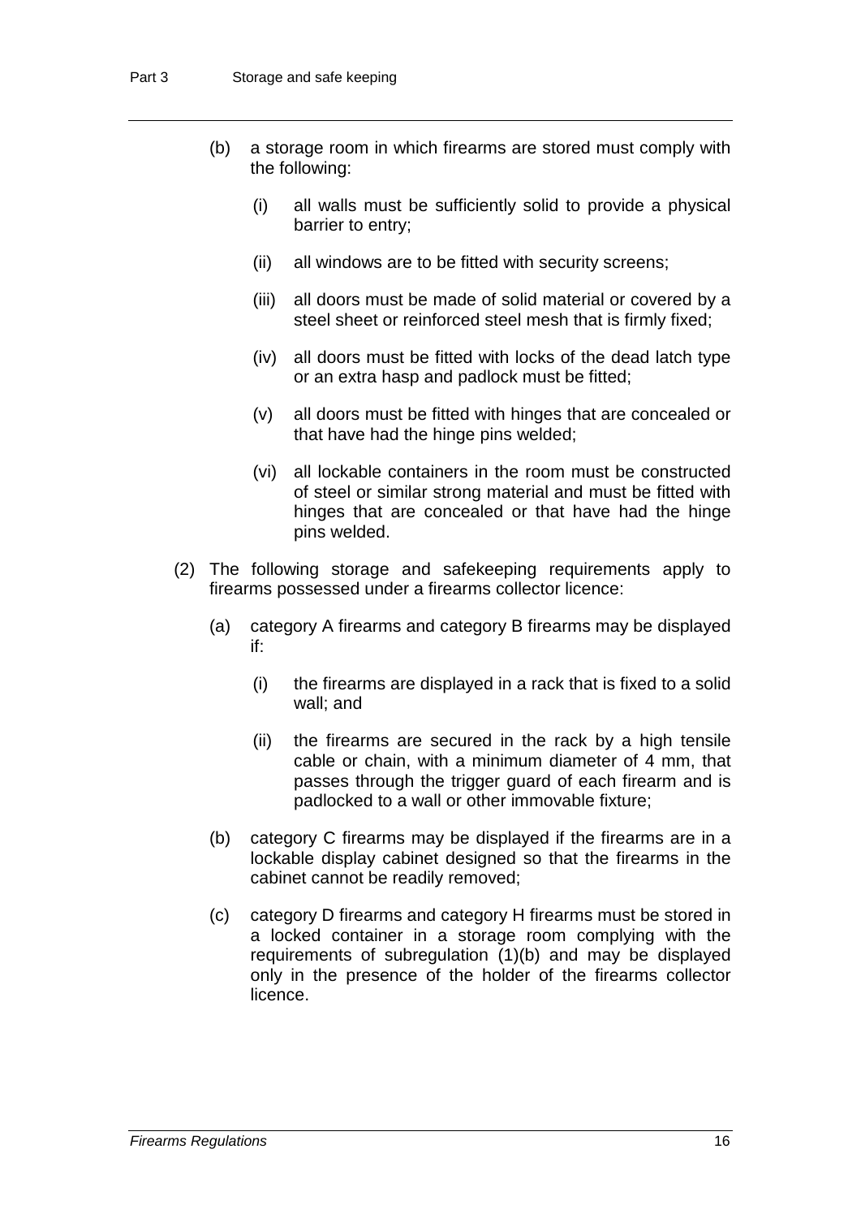(b) a storage room in which firearms are stored must comply with the following:

(i) all walls must be sufficiently solid to provide a physical barrier to entry;

(ii) all windows are to be fitted with security screens;

(iii) all doors must be made of solid material or covered by a steel sheet or reinforced steel mesh that is firmly fixed;

(iv) all doors must be fitted with locks of the dead latch type or an extra hasp and padlock must be fitted;

(v) all doors must be fitted with hinges that are concealed or that have had the hinge pins welded;

(vi) all lockable containers in the room must be constructed of steel or similar strong material and must be fitted with hinges that are concealed or that have had the hinge pins welded.

(2) The following storage and safekeeping requirements apply to firearms possessed under a firearms collector licence:

(a) category A firearms and category B firearms may be displayed if:

(i) the firearms are displayed in a rack that is fixed to a solid wall; and

(ii) the firearms are secured in the rack by a high tensile cable or chain, with a minimum diameter of 4 mm, that passes through the trigger guard of each firearm and is padlocked to a wall or other immovable fixture;

(b) category C firearms may be displayed if the firearms are in a lockable display cabinet designed so that the firearms in the cabinet cannot be readily removed;

(c) category D firearms and category H firearms must be stored in a locked container in a storage room complying with the requirements of subregulation (1)(b) and may be displayed only in the presence of the holder of the firearms collector licence.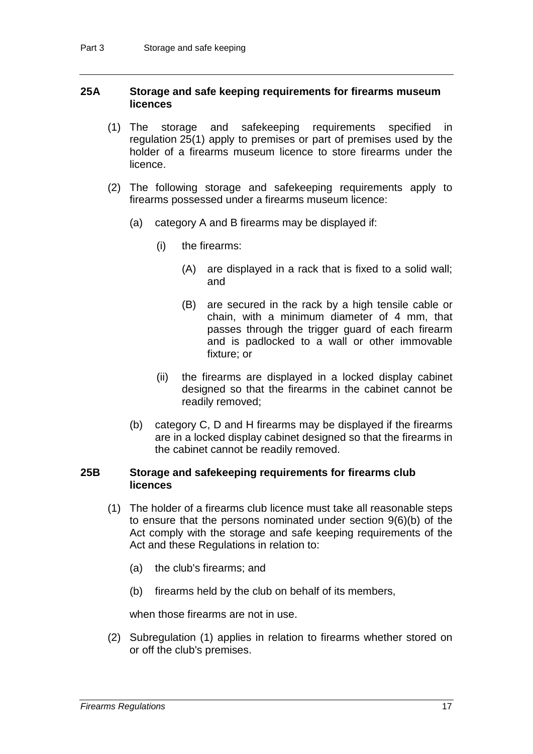## 25A Storage and safe keeping requirements for firearms museum licences

(1) The storage and safekeeping requirements specified in regulation 25(1) apply to premises or part of premises used by the holder of a firearms museum licence to store firearms under the licence.

(2) The following storage and safekeeping requirements apply to firearms possessed under a firearms museum licence:

- (a) category A and B firearms may be displayed if:
  - (i) the firearms:
    - (A) are displayed in a rack that is fixed to a solid wall; and
    - (B) are secured in the rack by a high tensile cable or chain, with a minimum diameter of 4 mm, that passes through the trigger guard of each firearm and is padlocked to a wall or other immovable fixture; or
  - (ii) the firearms are displayed in a locked display cabinet designed so that the firearms in the cabinet cannot be readily removed;
- (b) category C, D and H firearms may be displayed if the firearms are in a locked display cabinet designed so that the firearms in the cabinet cannot be readily removed.

## 25B Storage and safekeeping requirements for firearms club licences

(1) The holder of a firearms club licence must take all reasonable steps to ensure that the persons nominated under section 9(6)(b) of the Act comply with the storage and safe keeping requirements of the Act and these Regulations in relation to:

- (a) the club's firearms; and
- (b) firearms held by the club on behalf of its members,

when those firearms are not in use.

(2) Subregulation (1) applies in relation to firearms whether stored on or off the club's premises.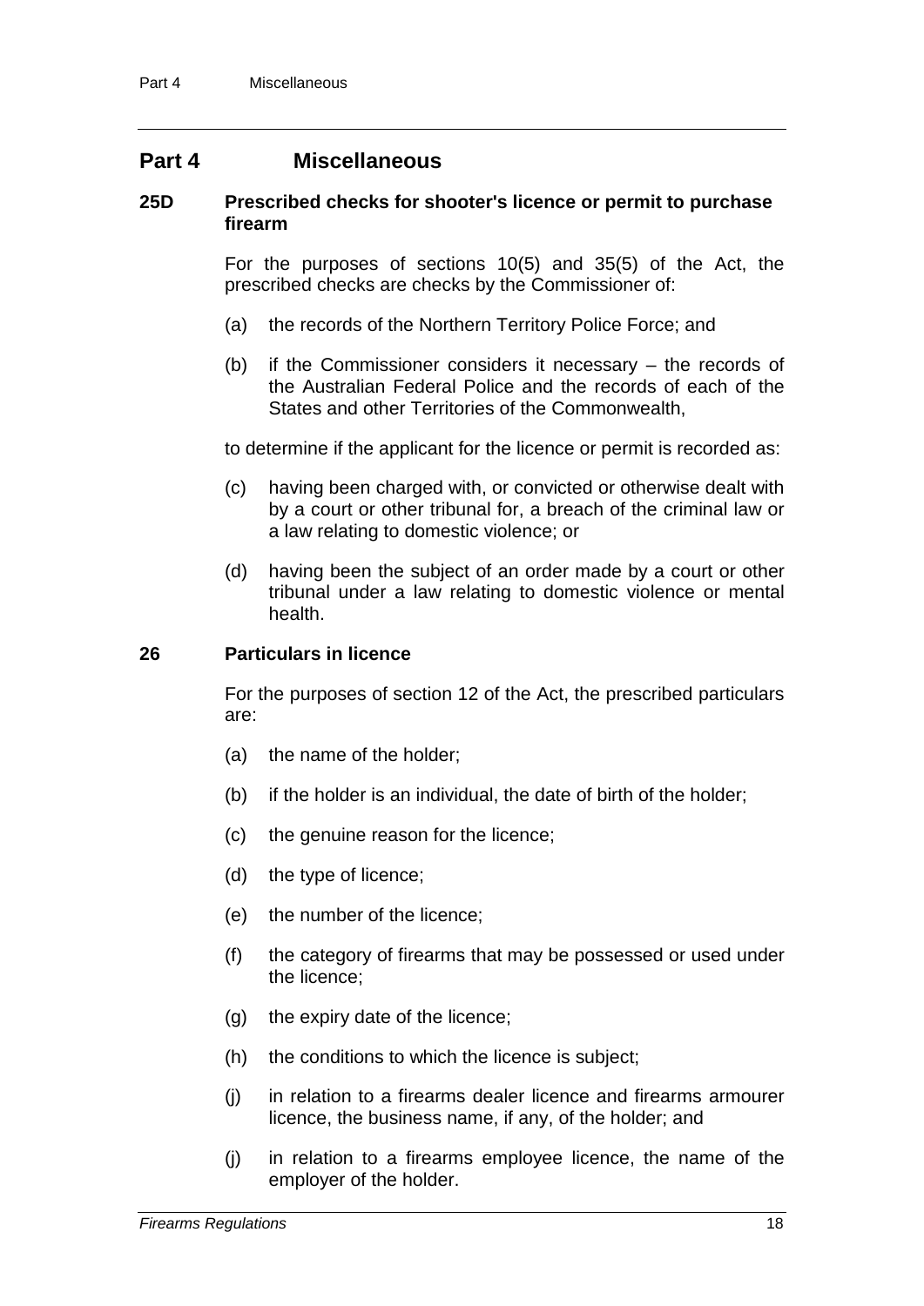## Part 4 Miscellaneous

### 25D Prescribed checks for shooter's licence or permit to purchase firearm

For the purposes of sections 10(5) and 35(5) of the Act, the prescribed checks are checks by the Commissioner of:

(a) the records of the Northern Territory Police Force; and

(b) if the Commissioner considers it necessary – the records of the Australian Federal Police and the records of each of the States and other Territories of the Commonwealth,

to determine if the applicant for the licence or permit is recorded as:

(c) having been charged with, or convicted or otherwise dealt with by a court or other tribunal for, a breach of the criminal law or a law relating to domestic violence; or

(d) having been the subject of an order made by a court or other tribunal under a law relating to domestic violence or mental health.

### 26 Particulars in licence

For the purposes of section 12 of the Act, the prescribed particulars are:

(a) the name of the holder;

(b) if the holder is an individual, the date of birth of the holder;

(c) the genuine reason for the licence;

(d) the type of licence;

(e) the number of the licence;

(f) the category of firearms that may be possessed or used under the licence;

(g) the expiry date of the licence;

(h) the conditions to which the licence is subject;

(j) in relation to a firearms dealer licence and firearms armourer licence, the business name, if any, of the holder; and

(j) in relation to a firearms employee licence, the name of the employer of the holder.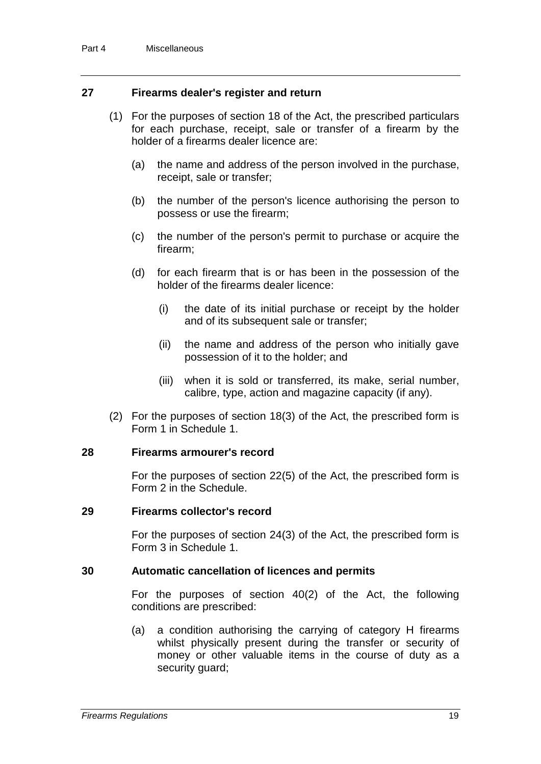### 27 Firearms dealer's register and return

(1) For the purposes of section 18 of the Act, the prescribed particulars for each purchase, receipt, sale or transfer of a firearm by the holder of a firearms dealer licence are:

(a) the name and address of the person involved in the purchase, receipt, sale or transfer;

(b) the number of the person's licence authorising the person to possess or use the firearm;

(c) the number of the person's permit to purchase or acquire the firearm;

(d) for each firearm that is or has been in the possession of the holder of the firearms dealer licence:

(i) the date of its initial purchase or receipt by the holder and of its subsequent sale or transfer;

(ii) the name and address of the person who initially gave possession of it to the holder; and

(iii) when it is sold or transferred, its make, serial number, calibre, type, action and magazine capacity (if any).

(2) For the purposes of section 18(3) of the Act, the prescribed form is Form 1 in Schedule 1.

### 28 Firearms armourer's record

For the purposes of section 22(5) of the Act, the prescribed form is Form 2 in the Schedule.

### 29 Firearms collector's record

For the purposes of section 24(3) of the Act, the prescribed form is Form 3 in Schedule 1.

### 30 Automatic cancellation of licences and permits

For the purposes of section 40(2) of the Act, the following conditions are prescribed:

(a) a condition authorising the carrying of category H firearms whilst physically present during the transfer or security of money or other valuable items in the course of duty as a security guard;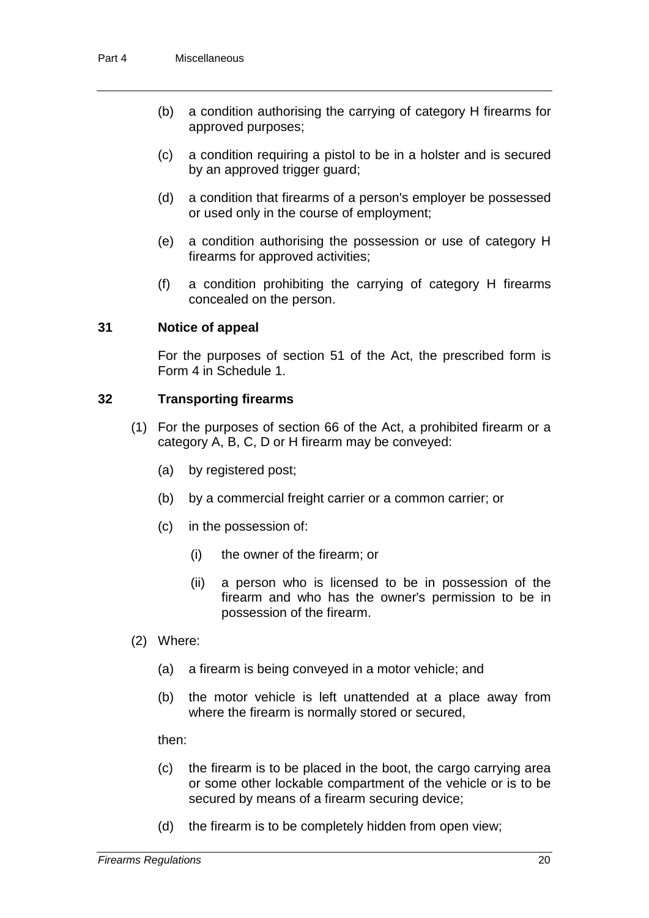(b) a condition authorising the carrying of category H firearms for approved purposes;

(c) a condition requiring a pistol to be in a holster and is secured by an approved trigger guard;

(d) a condition that firearms of a person's employer be possessed or used only in the course of employment;

(e) a condition authorising the possession or use of category H firearms for approved activities;

(f) a condition prohibiting the carrying of category H firearms concealed on the person.

**31 Notice of appeal**

For the purposes of section 51 of the Act, the prescribed form is Form 4 in Schedule 1.

**32 Transporting firearms**

(1) For the purposes of section 66 of the Act, a prohibited firearm or a category A, B, C, D or H firearm may be conveyed:

(a) by registered post;

(b) by a commercial freight carrier or a common carrier; or

(c) in the possession of:

(i) the owner of the firearm; or

(ii) a person who is licensed to be in possession of the firearm and who has the owner's permission to be in possession of the firearm.

(2) Where:

(a) a firearm is being conveyed in a motor vehicle; and

(b) the motor vehicle is left unattended at a place away from where the firearm is normally stored or secured,

then:

(c) the firearm is to be placed in the boot, the cargo carrying area or some other lockable compartment of the vehicle or is to be secured by means of a firearm securing device;

(d) the firearm is to be completely hidden from open view;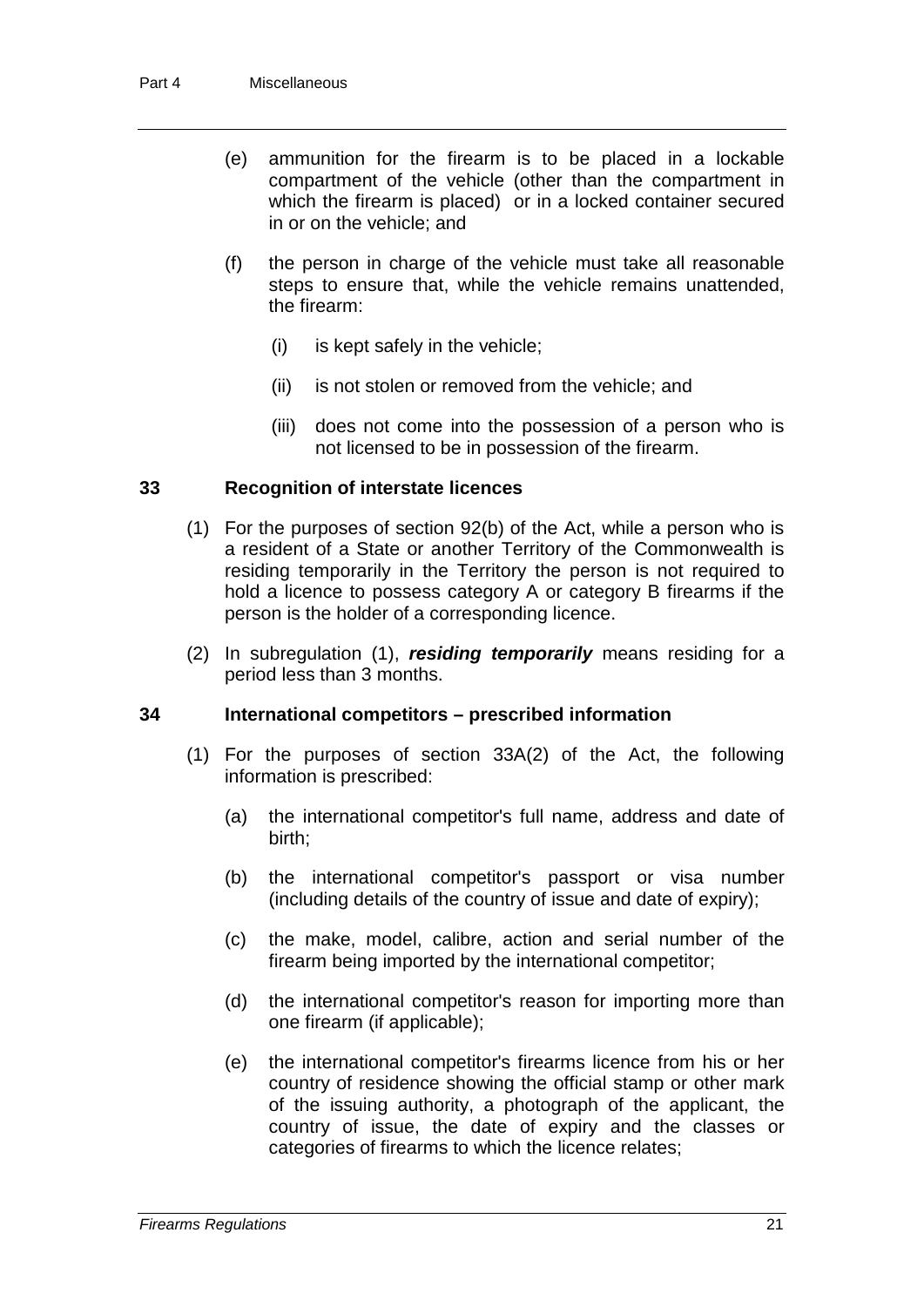(e) ammunition for the firearm is to be placed in a lockable compartment of the vehicle (other than the compartment in which the firearm is placed) or in a locked container secured in or on the vehicle; and

(f) the person in charge of the vehicle must take all reasonable steps to ensure that, while the vehicle remains unattended, the firearm:

  (i) is kept safely in the vehicle;

  (ii) is not stolen or removed from the vehicle; and

  (iii) does not come into the possession of a person who is not licensed to be in possession of the firearm.

### 33 Recognition of interstate licences

(1) For the purposes of section 92(b) of the Act, while a person who is a resident of a State or another Territory of the Commonwealth is residing temporarily in the Territory the person is not required to hold a licence to possess category A or category B firearms if the person is the holder of a corresponding licence.

(2) In subregulation (1), ***residing temporarily*** means residing for a period less than 3 months.

### 34 International competitors – prescribed information

(1) For the purposes of section 33A(2) of the Act, the following information is prescribed:

  (a) the international competitor's full name, address and date of birth;

  (b) the international competitor's passport or visa number (including details of the country of issue and date of expiry);

  (c) the make, model, calibre, action and serial number of the firearm being imported by the international competitor;

  (d) the international competitor's reason for importing more than one firearm (if applicable);

  (e) the international competitor's firearms licence from his or her country of residence showing the official stamp or other mark of the issuing authority, a photograph of the applicant, the country of issue, the date of expiry and the classes or categories of firearms to which the licence relates;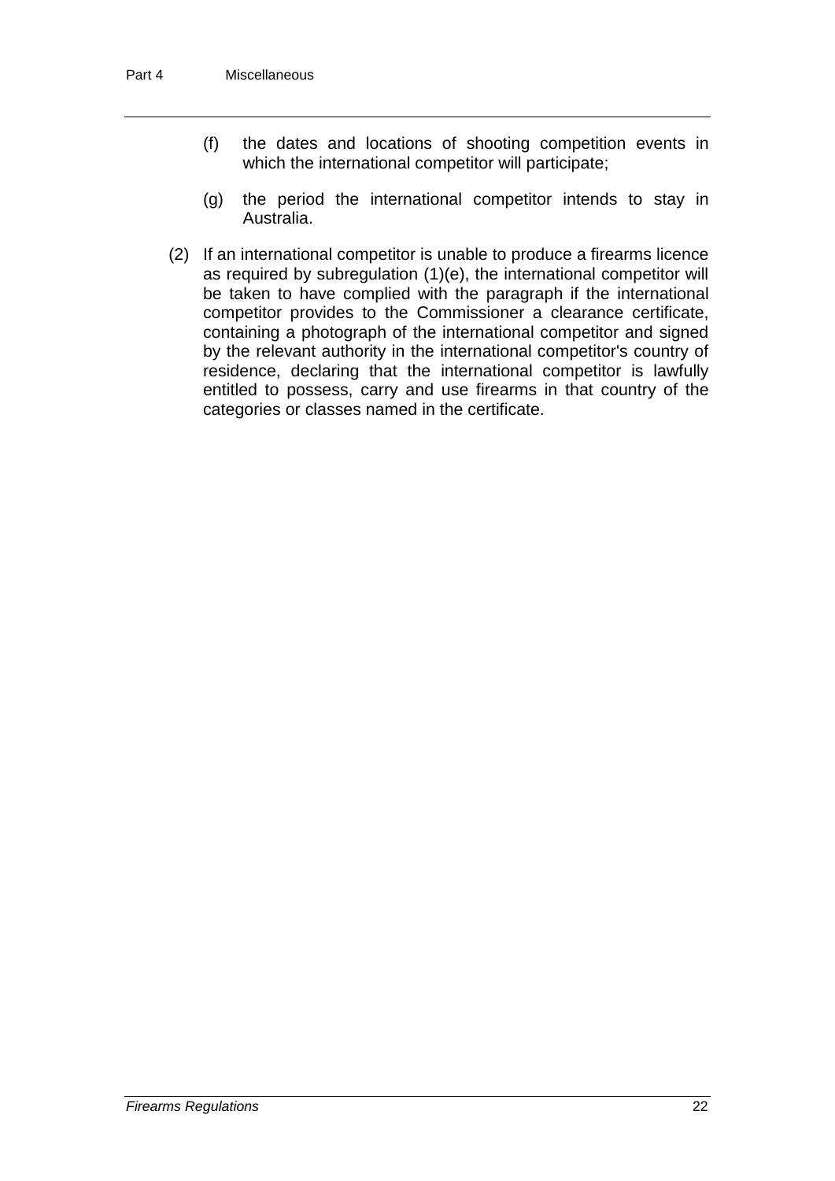(f) the dates and locations of shooting competition events in which the international competitor will participate;

(g) the period the international competitor intends to stay in Australia.

(2) If an international competitor is unable to produce a firearms licence as required by subregulation (1)(e), the international competitor will be taken to have complied with the paragraph if the international competitor provides to the Commissioner a clearance certificate, containing a photograph of the international competitor and signed by the relevant authority in the international competitor's country of residence, declaring that the international competitor is lawfully entitled to possess, carry and use firearms in that country of the categories or classes named in the certificate.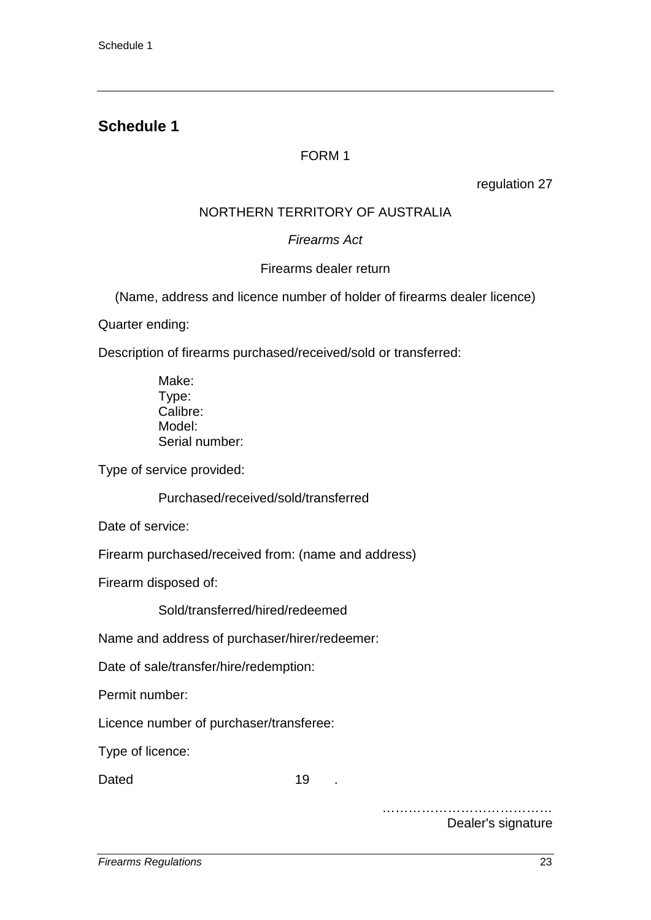## Schedule 1

FORM 1

regulation 27

NORTHERN TERRITORY OF AUSTRALIA

*Firearms Act*

Firearms dealer return

(Name, address and licence number of holder of firearms dealer licence)

Quarter ending:

Description of firearms purchased/received/sold or transferred:

Make:
Type:
Calibre:
Model:
Serial number:

Type of service provided:

Purchased/received/sold/transferred

Date of service:

Firearm purchased/received from: (name and address)

Firearm disposed of:

Sold/transferred/hired/redeemed

Name and address of purchaser/hirer/redeemer:

Date of sale/transfer/hire/redemption:

Permit number:

Licence number of purchaser/transferee:

Type of licence:

Dated 19 .

…………………………………
Dealer's signature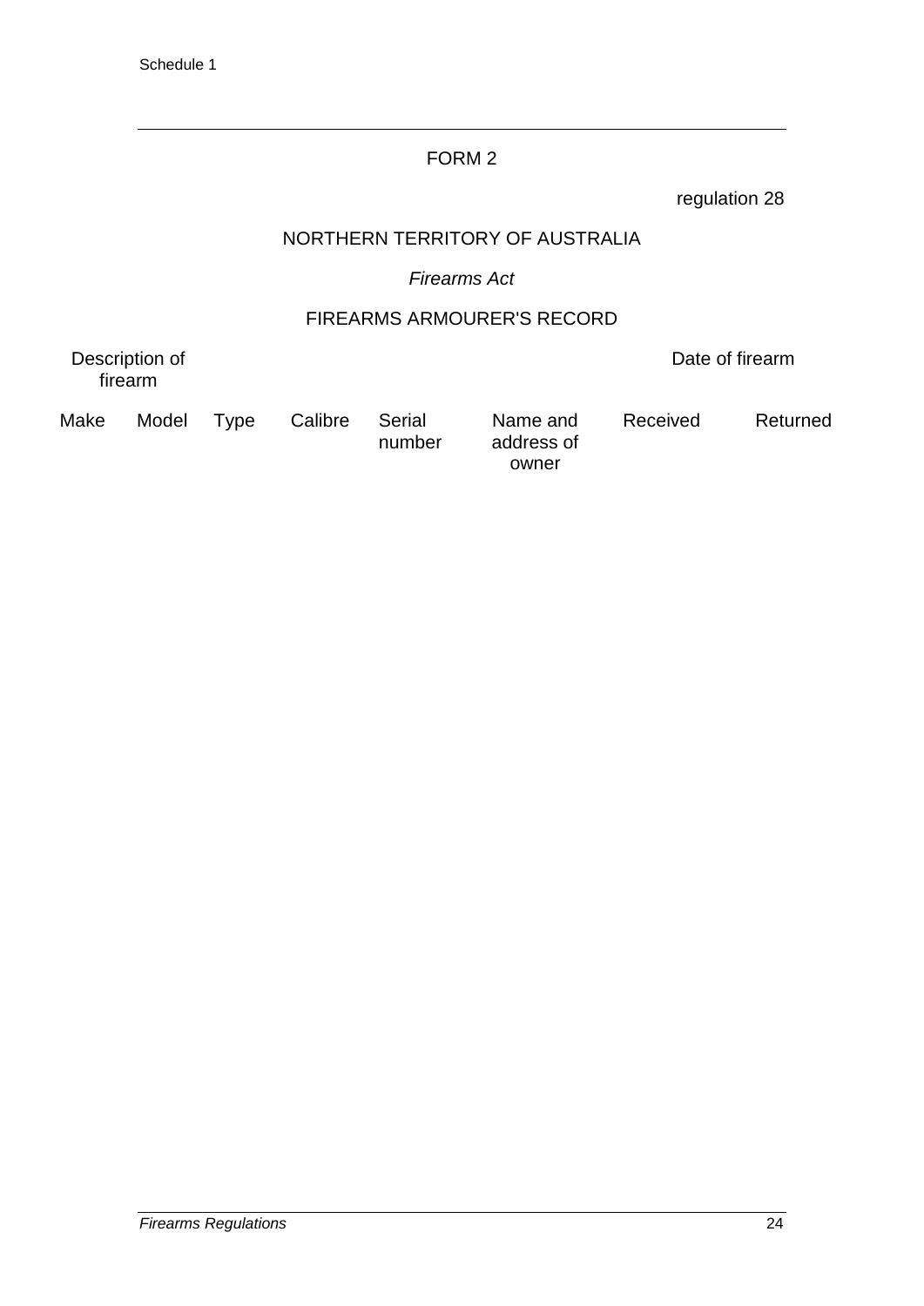FORM 2

regulation 28

NORTHERN TERRITORY OF AUSTRALIA

*Firearms Act*

FIREARMS ARMOURER'S RECORD

| Description of firearm | | | | | | Date of firearm | |
|---|---|---|---|---|---|---|---|
| Make | Model | Type | Calibre | Serial number | Name and address of owner | Received | Returned |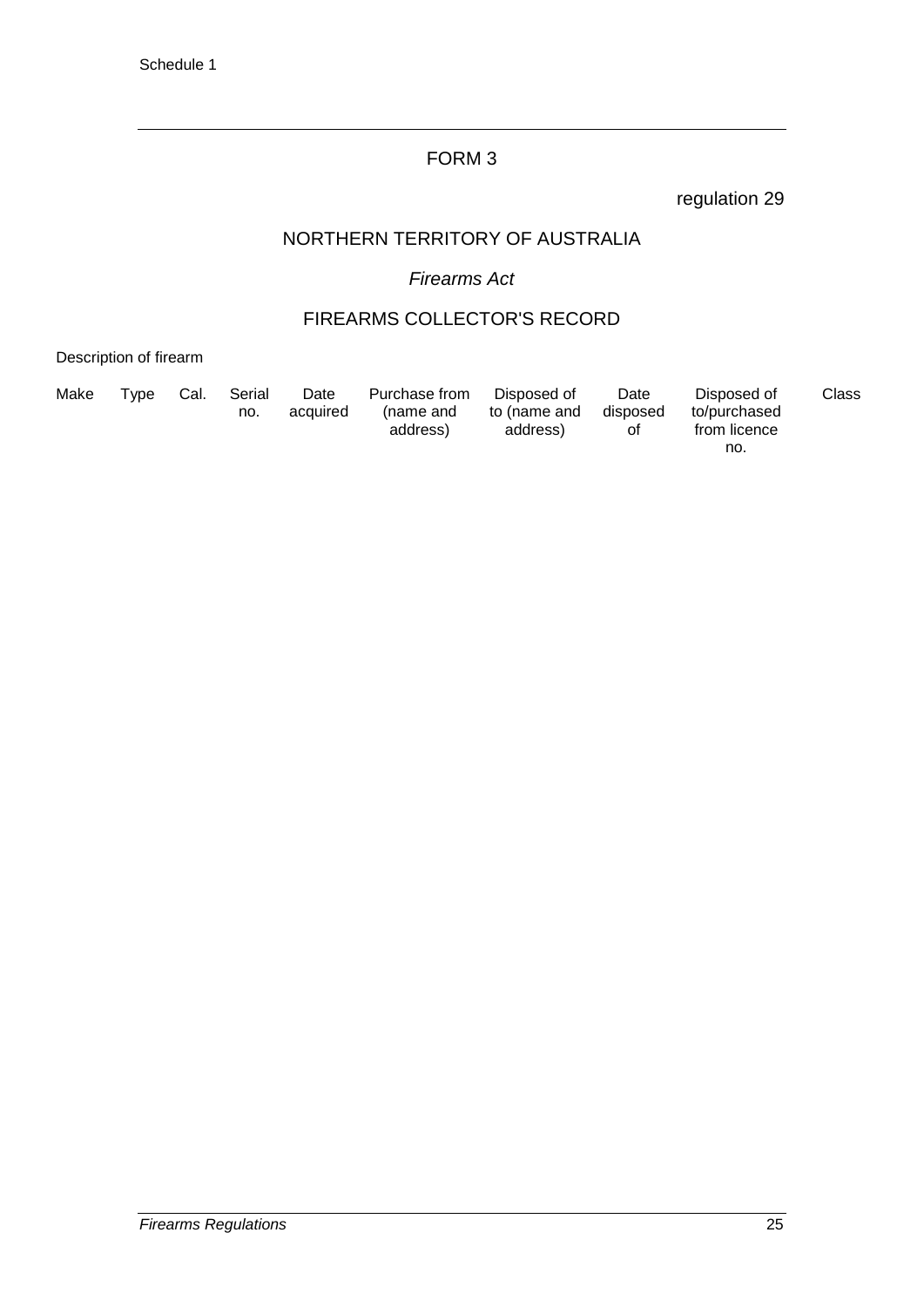Schedule 1

## FORM 3

regulation 29

NORTHERN TERRITORY OF AUSTRALIA

*Firearms Act*

FIREARMS COLLECTOR'S RECORD

Description of firearm

| Make | Type | Cal. | Serial no. | Date acquired | Purchase from (name and address) | Disposed of to (name and address) | Date disposed of | Disposed of to/purchased from licence no. | Class |
|---|---|---|---|---|---|---|---|---|---|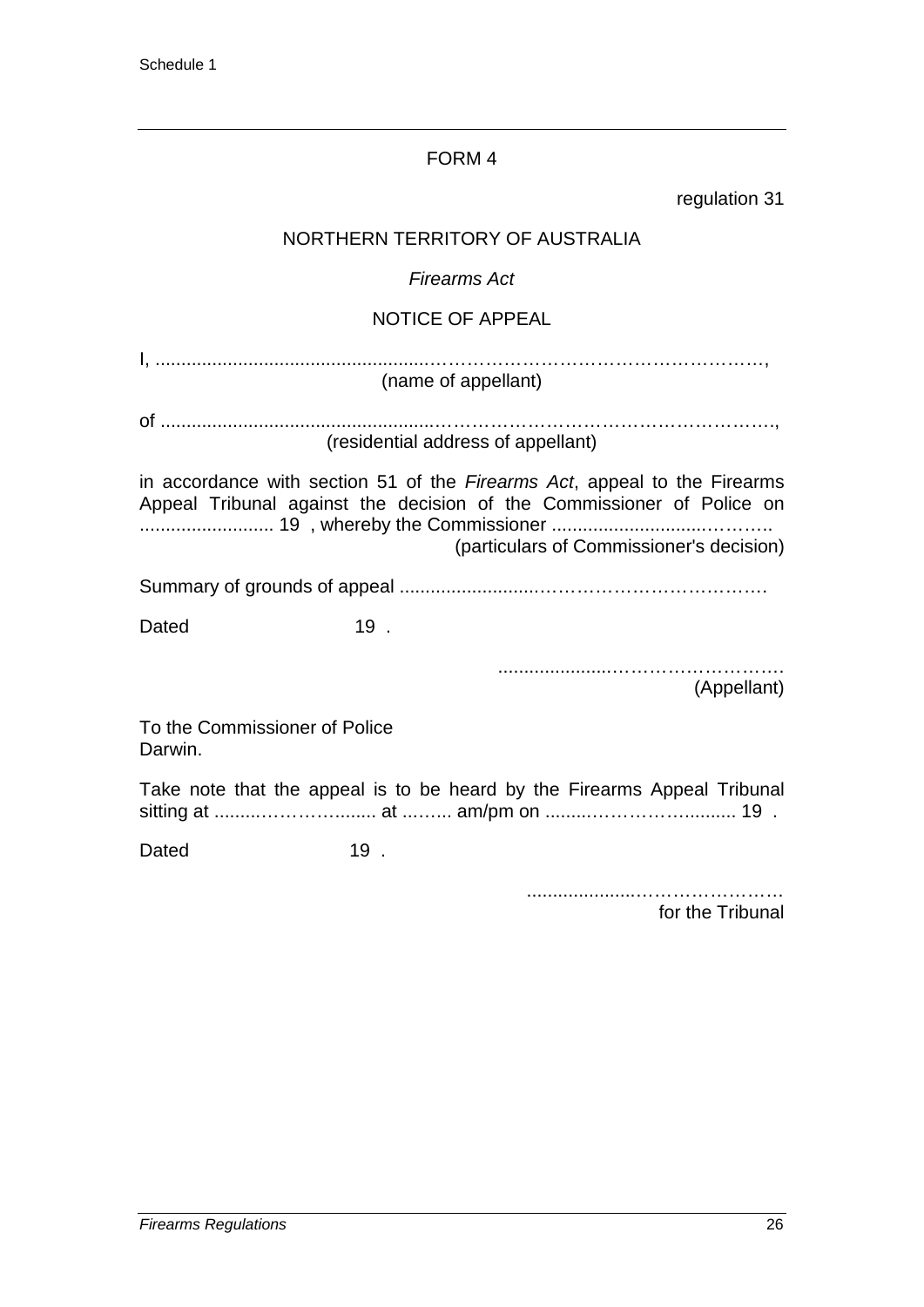FORM 4

regulation 31

NORTHERN TERRITORY OF AUSTRALIA

*Firearms Act*

NOTICE OF APPEAL

I, ..................................................……………………………………………,
(name of appellant)

of .................................................……………………………………………….,
(residential address of appellant)

in accordance with section 51 of the *Firearms Act*, appeal to the Firearms Appeal Tribunal against the decision of the Commissioner of Police on .......................... 19 , whereby the Commissioner ...........................……….
(particulars of Commissioner's decision)

Summary of grounds of appeal .........................……………………………….

Dated 19 .

....................……………………….
(Appellant)

To the Commissioner of Police
Darwin.

Take note that the appeal is to be heard by the Firearms Appeal Tribunal sitting at .........……………........ at ..…... am/pm on ........………………......... 19 .

Dated 19 .

....................……………………
for the Tribunal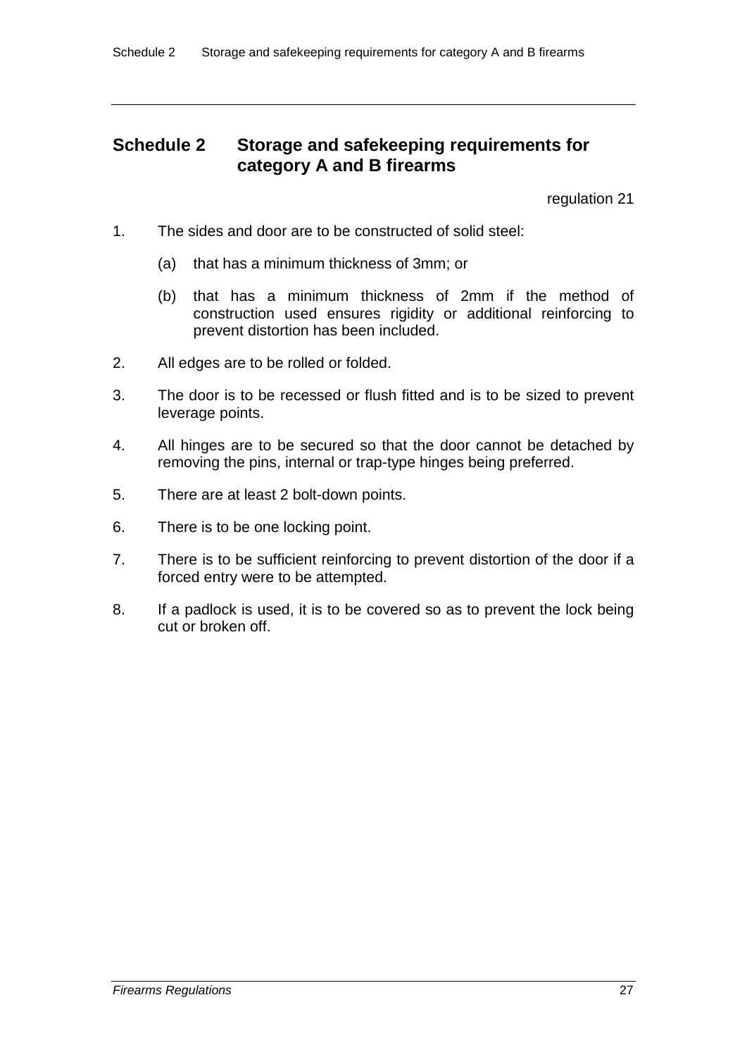## Schedule 2 Storage and safekeeping requirements for category A and B firearms

regulation 21

1. The sides and door are to be constructed of solid steel:

   (a) that has a minimum thickness of 3mm; or

   (b) that has a minimum thickness of 2mm if the method of construction used ensures rigidity or additional reinforcing to prevent distortion has been included.

2. All edges are to be rolled or folded.

3. The door is to be recessed or flush fitted and is to be sized to prevent leverage points.

4. All hinges are to be secured so that the door cannot be detached by removing the pins, internal or trap-type hinges being preferred.

5. There are at least 2 bolt-down points.

6. There is to be one locking point.

7. There is to be sufficient reinforcing to prevent distortion of the door if a forced entry were to be attempted.

8. If a padlock is used, it is to be covered so as to prevent the lock being cut or broken off.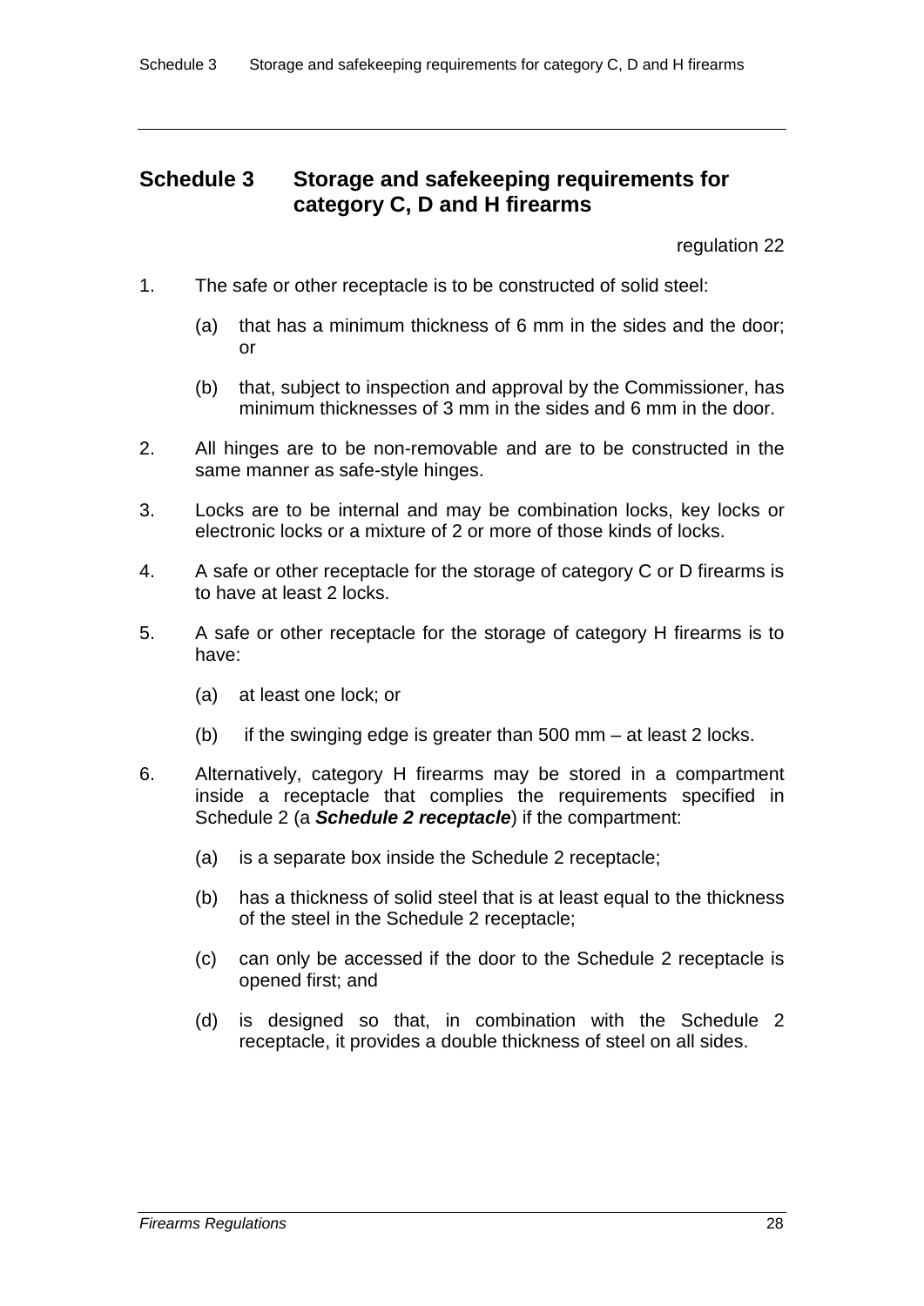## Schedule 3 Storage and safekeeping requirements for category C, D and H firearms

regulation 22

1. The safe or other receptacle is to be constructed of solid steel:

   (a) that has a minimum thickness of 6 mm in the sides and the door; or

   (b) that, subject to inspection and approval by the Commissioner, has minimum thicknesses of 3 mm in the sides and 6 mm in the door.

2. All hinges are to be non-removable and are to be constructed in the same manner as safe-style hinges.

3. Locks are to be internal and may be combination locks, key locks or electronic locks or a mixture of 2 or more of those kinds of locks.

4. A safe or other receptacle for the storage of category C or D firearms is to have at least 2 locks.

5. A safe or other receptacle for the storage of category H firearms is to have:

   (a) at least one lock; or

   (b) if the swinging edge is greater than 500 mm – at least 2 locks.

6. Alternatively, category H firearms may be stored in a compartment inside a receptacle that complies the requirements specified in Schedule 2 (a ***Schedule 2 receptacle***) if the compartment:

   (a) is a separate box inside the Schedule 2 receptacle;

   (b) has a thickness of solid steel that is at least equal to the thickness of the steel in the Schedule 2 receptacle;

   (c) can only be accessed if the door to the Schedule 2 receptacle is opened first; and

   (d) is designed so that, in combination with the Schedule 2 receptacle, it provides a double thickness of steel on all sides.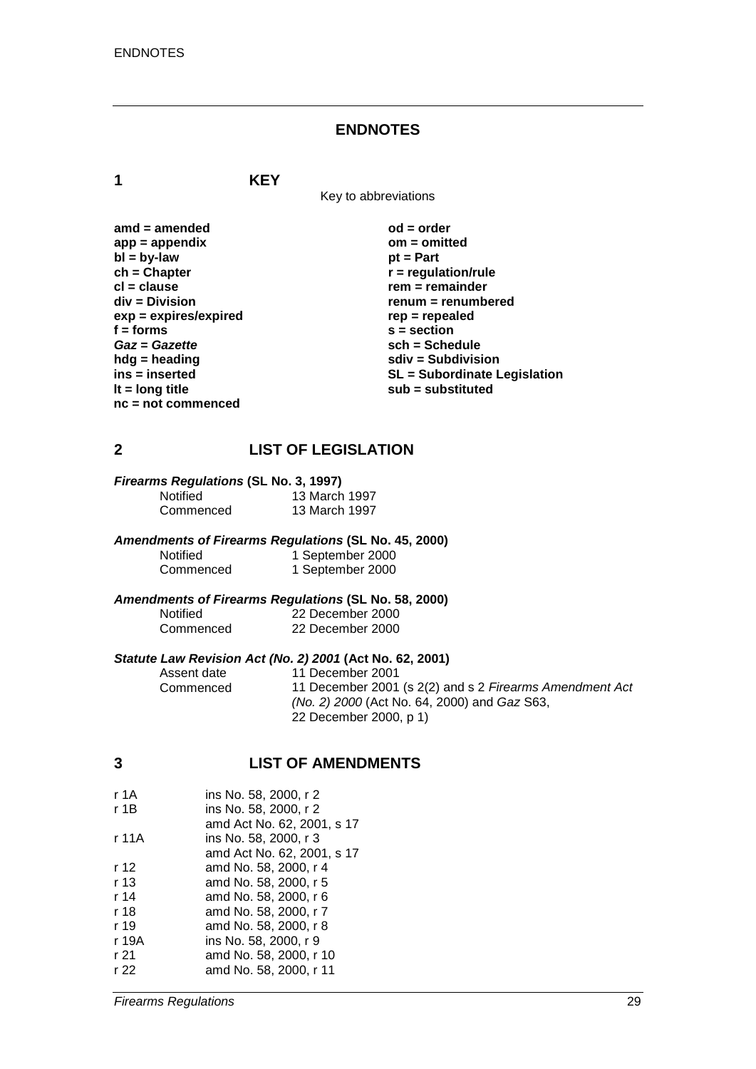# ENDNOTES

## 1 KEY

Key to abbreviations

| | |
|---|---|
| **amd = amended** | **od = order** |
| **app = appendix** | **om = omitted** |
| **bl = by-law** | **pt = Part** |
| **ch = Chapter** | **r = regulation/rule** |
| **cl = clause** | **rem = remainder** |
| **div = Division** | **renum = renumbered** |
| **exp = expires/expired** | **rep = repealed** |
| **f = forms** | **s = section** |
| ***Gaz = Gazette*** | **sch = Schedule** |
| **hdg = heading** | **sdiv = Subdivision** |
| **ins = inserted** | **SL = Subordinate Legislation** |
| **lt = long title** | **sub = substituted** |
| **nc = not commenced** | |

## 2 LIST OF LEGISLATION

***Firearms Regulations* (SL No. 3, 1997)**

| | |
|---|---|
| Notified | 13 March 1997 |
| Commenced | 13 March 1997 |

***Amendments of Firearms Regulations* (SL No. 45, 2000)**

| | |
|---|---|
| Notified | 1 September 2000 |
| Commenced | 1 September 2000 |

***Amendments of Firearms Regulations* (SL No. 58, 2000)**

| | |
|---|---|
| Notified | 22 December 2000 |
| Commenced | 22 December 2000 |

***Statute Law Revision Act (No. 2) 2001* (Act No. 62, 2001)**

| | |
|---|---|
| Assent date | 11 December 2001 |
| Commenced | 11 December 2001 (s 2(2) and s 2 *Firearms Amendment Act (No. 2) 2000* (Act No. 64, 2000) and *Gaz* S63, 22 December 2000, p 1) |

## 3 LIST OF AMENDMENTS

| | |
|---|---|
| r 1A | ins No. 58, 2000, r 2 |
| r 1B | ins No. 58, 2000, r 2 |
| | amd Act No. 62, 2001, s 17 |
| r 11A | ins No. 58, 2000, r 3 |
| | amd Act No. 62, 2001, s 17 |
| r 12 | amd No. 58, 2000, r 4 |
| r 13 | amd No. 58, 2000, r 5 |
| r 14 | amd No. 58, 2000, r 6 |
| r 18 | amd No. 58, 2000, r 7 |
| r 19 | amd No. 58, 2000, r 8 |
| r 19A | ins No. 58, 2000, r 9 |
| r 21 | amd No. 58, 2000, r 10 |
| r 22 | amd No. 58, 2000, r 11 |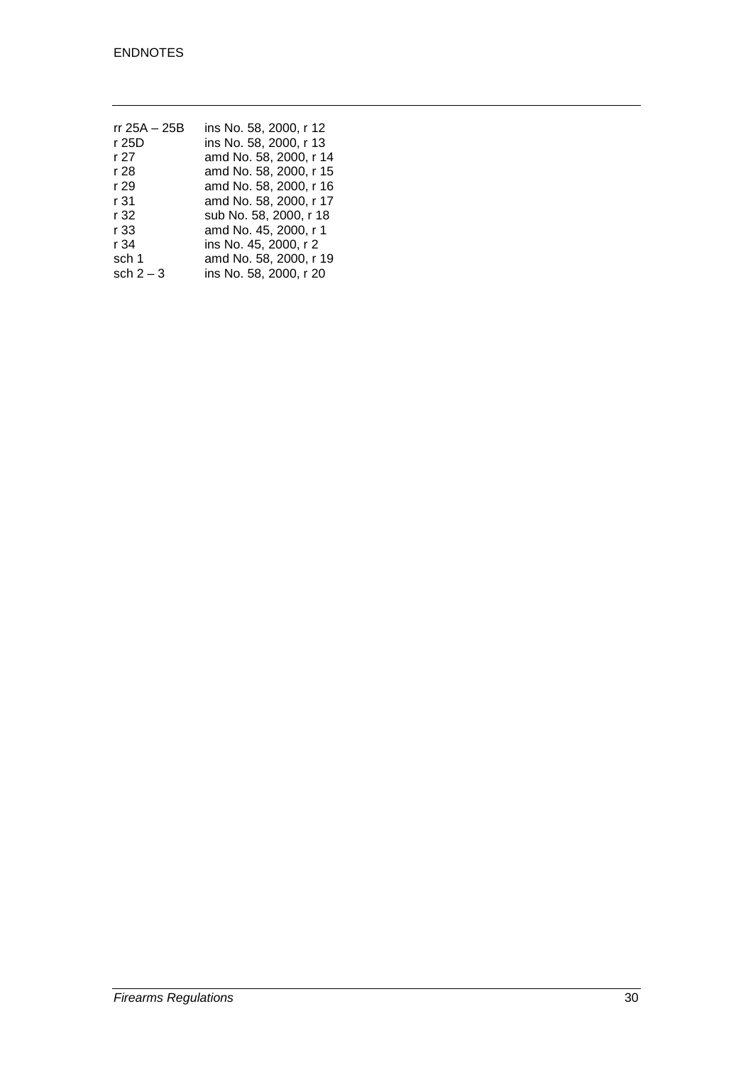| | |
|---|---|
| rr 25A – 25B | ins No. 58, 2000, r 12 |
| r 25D | ins No. 58, 2000, r 13 |
| r 27 | amd No. 58, 2000, r 14 |
| r 28 | amd No. 58, 2000, r 15 |
| r 29 | amd No. 58, 2000, r 16 |
| r 31 | amd No. 58, 2000, r 17 |
| r 32 | sub No. 58, 2000, r 18 |
| r 33 | amd No. 45, 2000, r 1 |
| r 34 | ins No. 45, 2000, r 2 |
| sch 1 | amd No. 58, 2000, r 19 |
| sch 2 – 3 | ins No. 58, 2000, r 20 |